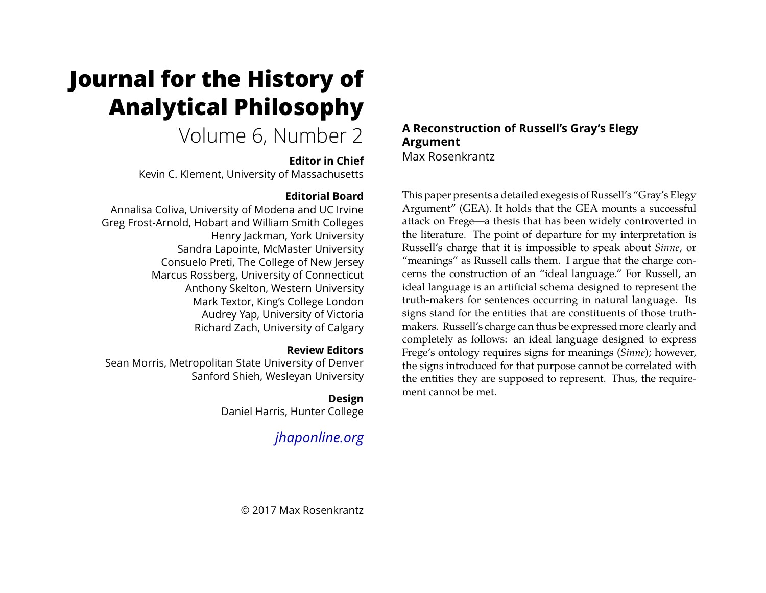# Journal for the History of Analytical Philosophy

Volume 6, Number 2

**Editor in Chief**
Kevin C. Klement, University of Massachusetts

**Editorial Board**
Annalisa Coliva, University of Modena and UC Irvine
Greg Frost-Arnold, Hobart and William Smith Colleges
Henry Jackman, York University
Sandra Lapointe, McMaster University
Consuelo Preti, The College of New Jersey
Marcus Rossberg, University of Connecticut
Anthony Skelton, Western University
Mark Textor, King's College London
Audrey Yap, University of Victoria
Richard Zach, University of Calgary

**Review Editors**
Sean Morris, Metropolitan State University of Denver
Sanford Shieh, Wesleyan University

**Design**
Daniel Harris, Hunter College

*jhaponline.org*

© 2017 Max Rosenkrantz

## A Reconstruction of Russell's Gray's Elegy Argument

Max Rosenkrantz

This paper presents a detailed exegesis of Russell's "Gray's Elegy Argument" (GEA). It holds that the GEA mounts a successful attack on Frege—a thesis that has been widely controverted in the literature. The point of departure for my interpretation is Russell's charge that it is impossible to speak about *Sinne*, or "meanings" as Russell calls them. I argue that the charge concerns the construction of an "ideal language." For Russell, an ideal language is an artificial schema designed to represent the truth-makers for sentences occurring in natural language. Its signs stand for the entities that are constituents of those truth-makers. Russell's charge can thus be expressed more clearly and completely as follows: an ideal language designed to express Frege's ontology requires signs for meanings (*Sinne*); however, the signs introduced for that purpose cannot be correlated with the entities they are supposed to represent. Thus, the requirement cannot be met.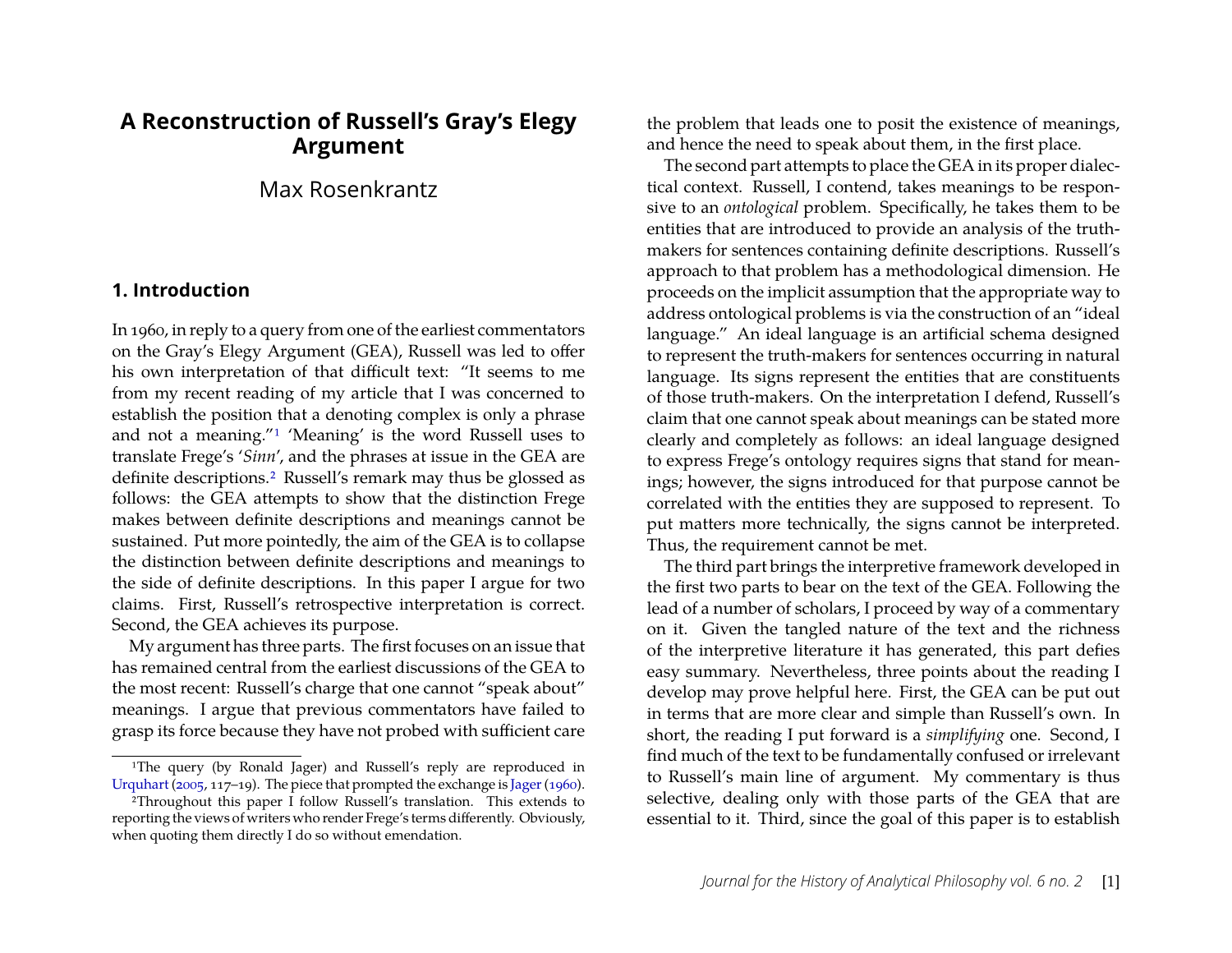# A Reconstruction of Russell's Gray's Elegy Argument

Max Rosenkrantz

## 1. Introduction

In 1960, in reply to a query from one of the earliest commentators on the Gray's Elegy Argument (GEA), Russell was led to offer his own interpretation of that difficult text: "It seems to me from my recent reading of my article that I was concerned to establish the position that a denoting complex is only a phrase and not a meaning."[1] 'Meaning' is the word Russell uses to translate Frege's '*Sinn*', and the phrases at issue in the GEA are definite descriptions.[2] Russell's remark may thus be glossed as follows: the GEA attempts to show that the distinction Frege makes between definite descriptions and meanings cannot be sustained. Put more pointedly, the aim of the GEA is to collapse the distinction between definite descriptions and meanings to the side of definite descriptions. In this paper I argue for two claims. First, Russell's retrospective interpretation is correct. Second, the GEA achieves its purpose.

My argument has three parts. The first focuses on an issue that has remained central from the earliest discussions of the GEA to the most recent: Russell's charge that one cannot "speak about" meanings. I argue that previous commentators have failed to grasp its force because they have not probed with sufficient care the problem that leads one to posit the existence of meanings, and hence the need to speak about them, in the first place.

The second part attempts to place the GEA in its proper dialectical context. Russell, I contend, takes meanings to be responsive to an *ontological* problem. Specifically, he takes them to be entities that are introduced to provide an analysis of the truth-makers for sentences containing definite descriptions. Russell's approach to that problem has a methodological dimension. He proceeds on the implicit assumption that the appropriate way to address ontological problems is via the construction of an "ideal language." An ideal language is an artificial schema designed to represent the truth-makers for sentences occurring in natural language. Its signs represent the entities that are constituents of those truth-makers. On the interpretation I defend, Russell's claim that one cannot speak about meanings can be stated more clearly and completely as follows: an ideal language designed to express Frege's ontology requires signs that stand for meanings; however, the signs introduced for that purpose cannot be correlated with the entities they are supposed to represent. To put matters more technically, the signs cannot be interpreted. Thus, the requirement cannot be met.

The third part brings the interpretive framework developed in the first two parts to bear on the text of the GEA. Following the lead of a number of scholars, I proceed by way of a commentary on it. Given the tangled nature of the text and the richness of the interpretive literature it has generated, this part defies easy summary. Nevertheless, three points about the reading I develop may prove helpful here. First, the GEA can be put out in terms that are more clear and simple than Russell's own. In short, the reading I put forward is a *simplifying* one. Second, I find much of the text to be fundamentally confused or irrelevant to Russell's main line of argument. My commentary is thus selective, dealing only with those parts of the GEA that are essential to it. Third, since the goal of this paper is to establish

---

[1] The query (by Ronald Jager) and Russell's reply are reproduced in Urquhart (2005, 117–19). The piece that prompted the exchange is Jager (1960).

[2] Throughout this paper I follow Russell's translation. This extends to reporting the views of writers who render Frege's terms differently. Obviously, when quoting them directly I do so without emendation.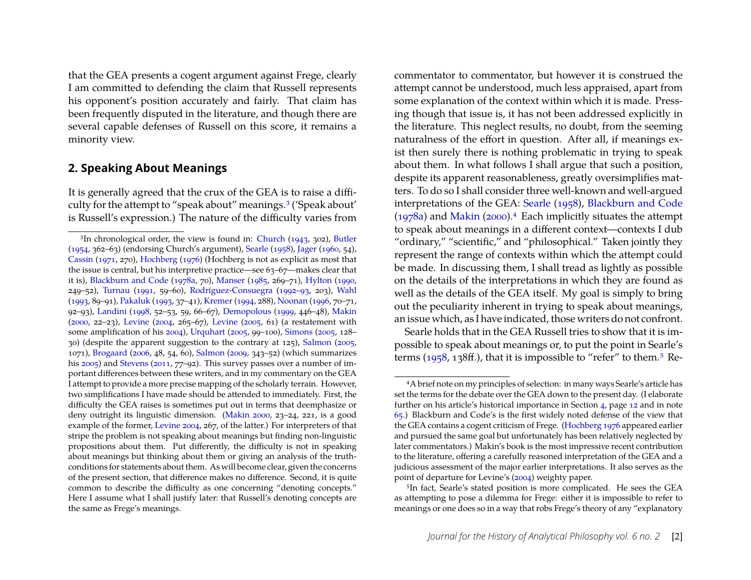that the GEA presents a cogent argument against Frege, clearly I am committed to defending the claim that Russell represents his opponent's position accurately and fairly. That claim has been frequently disputed in the literature, and though there are several capable defenses of Russell on this score, it remains a minority view.

## 2. Speaking About Meanings

It is generally agreed that the crux of the GEA is to raise a difficulty for the attempt to "speak about" meanings.[3] ('Speak about' is Russell's expression.) The nature of the difficulty varies from commentator to commentator, but however it is construed the attempt cannot be understood, much less appraised, apart from some explanation of the context within which it is made. Pressing though that issue is, it has not been addressed explicitly in the literature. This neglect results, no doubt, from the seeming naturalness of the effort in question. After all, if meanings exist then surely there is nothing problematic in trying to speak about them. In what follows I shall argue that such a position, despite its apparent reasonableness, greatly oversimplifies matters. To do so I shall consider three well-known and well-argued interpretations of the GEA: Searle (1958), Blackburn and Code (1978a) and Makin (2000).[4] Each implicitly situates the attempt to speak about meanings in a different context—contexts I dub "ordinary," "scientific," and "philosophical." Taken jointly they represent the range of contexts within which the attempt could be made. In discussing them, I shall tread as lightly as possible on the details of the interpretations in which they are found as well as the details of the GEA itself. My goal is simply to bring out the peculiarity inherent in trying to speak about meanings, an issue which, as I have indicated, those writers do not confront.

Searle holds that in the GEA Russell tries to show that it is impossible to speak about meanings or, to put the point in Searle's terms (1958, 138ff.), that it is impossible to "refer" to them.[5] Re-

---

[3] In chronological order, the view is found in: Church (1943, 302), Butler (1954, 362–63) (endorsing Church's argument), Searle (1958), Jager (1960, 54), Cassin (1971, 270), Hochberg (1976) (Hochberg is not as explicit as most that the issue is central, but his interpretive practice—see 63–67—makes clear that it is), Blackburn and Code (1978a, 70), Manser (1985, 269–71), Hylton (1990, 249–52), Turnau (1991, 59–60), Rodríguez-Consuegra (1992–93, 203), Wahl (1993, 89–91), Pakaluk (1993, 37–41), Kremer (1994, 288), Noonan (1996, 70–71, 92–93), Landini (1998, 52–53, 59, 66–67), Demopolous (1999, 446–48), Makin (2000, 22–23), Levine (2004, 265–67), Levine (2005, 61) (a restatement with some amplification of his 2004), Urquhart (2005, 99–100), Simons (2005, 128–30) (despite the apparent suggestion to the contrary at 125), Salmon (2005, 1071), Brogaard (2006, 48, 54, 60), Salmon (2009, 343–52) (which summarizes his 2005) and Stevens (2011, 77–92). This survey passes over a number of important differences between these writers, and in my commentary on the GEA I attempt to provide a more precise mapping of the scholarly terrain. However, two simplifications I have made should be attended to immediately. First, the difficulty the GEA raises is sometimes put out in terms that deemphasize or deny outright its linguistic dimension. (Makin 2000, 23–24, 221, is a good example of the former, Levine 2004, 267, of the latter.) For interpreters of that stripe the problem is not speaking about meanings but finding non-linguistic propositions about them. Put differently, the difficulty is not in speaking about meanings but thinking about them or giving an analysis of the truth-conditions for statements about them. As will become clear, given the concerns of the present section, that difference makes no difference. Second, it is quite common to describe the difficulty as one concerning "denoting concepts." Here I assume what I shall justify later: that Russell's denoting concepts are the same as Frege's meanings.

[4] A brief note on my principles of selection: in many ways Searle's article has set the terms for the debate over the GEA down to the present day. (I elaborate further on his article's historical importance in Section 4, page 12 and in note 65.) Blackburn and Code's is the first widely noted defense of the view that the GEA contains a cogent criticism of Frege. (Hochberg 1976 appeared earlier and pursued the same goal but unfortunately has been relatively neglected by later commentators.) Makin's book is the most impressive recent contribution to the literature, offering a carefully reasoned interpretation of the GEA and a judicious assessment of the major earlier interpretations. It also serves as the point of departure for Levine's (2004) weighty paper.

[5] In fact, Searle's stated position is more complicated. He sees the GEA as attempting to pose a dilemma for Frege: either it is impossible to refer to meanings or one does so in a way that robs Frege's theory of any "explanatory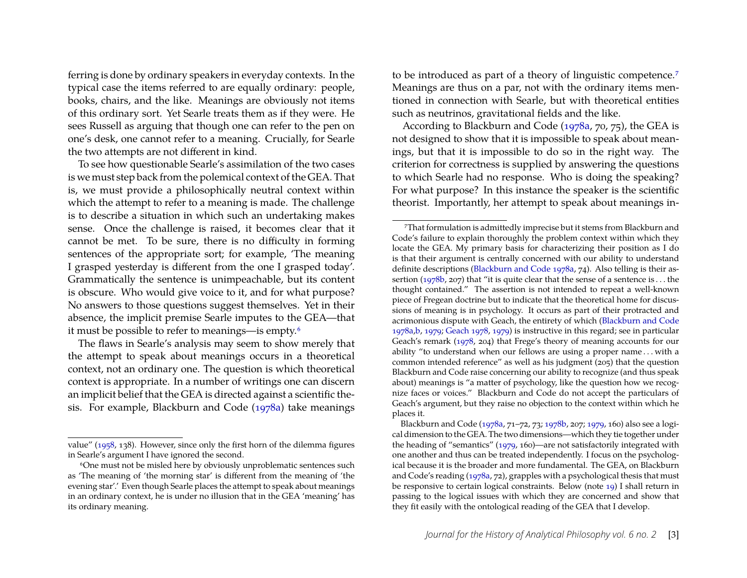ferring is done by ordinary speakers in everyday contexts. In the typical case the items referred to are equally ordinary: people, books, chairs, and the like. Meanings are obviously not items of this ordinary sort. Yet Searle treats them as if they were. He sees Russell as arguing that though one can refer to the pen on one's desk, one cannot refer to a meaning. Crucially, for Searle the two attempts are not different in kind.

To see how questionable Searle's assimilation of the two cases is we must step back from the polemical context of the GEA. That is, we must provide a philosophically neutral context within which the attempt to refer to a meaning is made. The challenge is to describe a situation in which such an undertaking makes sense. Once the challenge is raised, it becomes clear that it cannot be met. To be sure, there is no difficulty in forming sentences of the appropriate sort; for example, 'The meaning I grasped yesterday is different from the one I grasped today'. Grammatically the sentence is unimpeachable, but its content is obscure. Who would give voice to it, and for what purpose? No answers to those questions suggest themselves. Yet in their absence, the implicit premise Searle imputes to the GEA—that it must be possible to refer to meanings—is empty.[6]

The flaws in Searle's analysis may seem to show merely that the attempt to speak about meanings occurs in a theoretical context, not an ordinary one. The question is which theoretical context is appropriate. In a number of writings one can discern an implicit belief that the GEA is directed against a scientific thesis. For example, Blackburn and Code (1978a) take meanings to be introduced as part of a theory of linguistic competence.[7] Meanings are thus on a par, not with the ordinary items mentioned in connection with Searle, but with theoretical entities such as neutrinos, gravitational fields and the like.

According to Blackburn and Code (1978a, 70, 75), the GEA is not designed to show that it is impossible to speak about meanings, but that it is impossible to do so in the right way. The criterion for correctness is supplied by answering the questions to which Searle had no response. Who is doing the speaking? For what purpose? In this instance the speaker is the scientific theorist. Importantly, her attempt to speak about meanings in-

---

value" (1958, 138). However, since only the first horn of the dilemma figures in Searle's argument I have ignored the second.

[6]One must not be misled here by obviously unproblematic sentences such as 'The meaning of 'the morning star' is different from the meaning of 'the evening star'.' Even though Searle places the attempt to speak about meanings in an ordinary context, he is under no illusion that in the GEA 'meaning' has its ordinary meaning.

[7]That formulation is admittedly imprecise but it stems from Blackburn and Code's failure to explain thoroughly the problem context within which they locate the GEA. My primary basis for characterizing their position as I do is that their argument is centrally concerned with our ability to understand definite descriptions (Blackburn and Code 1978a, 74). Also telling is their assertion (1978b, 207) that "it is quite clear that the sense of a sentence is . . . the thought contained." The assertion is not intended to repeat a well-known piece of Fregean doctrine but to indicate that the theoretical home for discussions of meaning is in psychology. It occurs as part of their protracted and acrimonious dispute with Geach, the entirety of which (Blackburn and Code 1978a,b, 1979; Geach 1978, 1979) is instructive in this regard; see in particular Geach's remark (1978, 204) that Frege's theory of meaning accounts for our ability "to understand when our fellows are using a proper name . . . with a common intended reference" as well as his judgment (205) that the question Blackburn and Code raise concerning our ability to recognize (and thus speak about) meanings is "a matter of psychology, like the question how we recognize faces or voices." Blackburn and Code do not accept the particulars of Geach's argument, but they raise no objection to the context within which he places it.

Blackburn and Code (1978a, 71–72, 73; 1978b, 207; 1979, 160) also see a logical dimension to the GEA. The two dimensions—which they tie together under the heading of "semantics" (1979, 160)—are not satisfactorily integrated with one another and thus can be treated independently. I focus on the psychological because it is the broader and more fundamental. The GEA, on Blackburn and Code's reading (1978a, 72), grapples with a psychological thesis that must be responsive to certain logical constraints. Below (note 19) I shall return in passing to the logical issues with which they are concerned and show that they fit easily with the ontological reading of the GEA that I develop.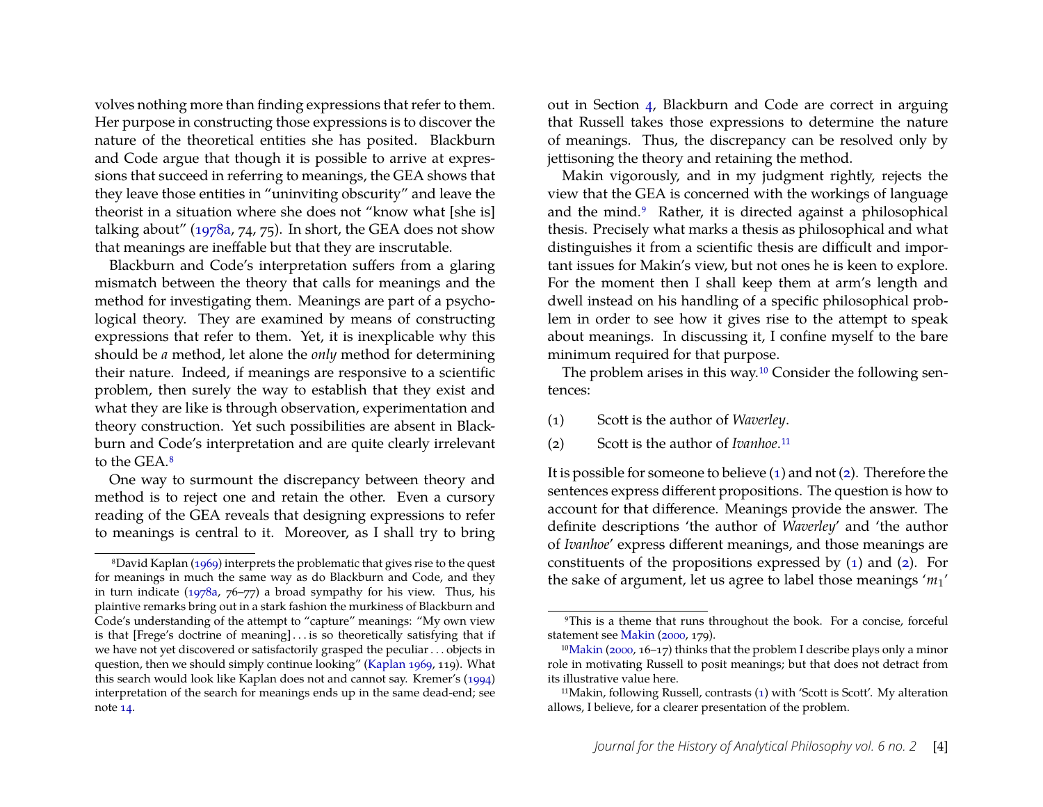volves nothing more than finding expressions that refer to them. Her purpose in constructing those expressions is to discover the nature of the theoretical entities she has posited. Blackburn and Code argue that though it is possible to arrive at expressions that succeed in referring to meanings, the GEA shows that they leave those entities in "uninviting obscurity" and leave the theorist in a situation where she does not "know what [she is] talking about" (1978a, 74, 75). In short, the GEA does not show that meanings are ineffable but that they are inscrutable.

Blackburn and Code's interpretation suffers from a glaring mismatch between the theory that calls for meanings and the method for investigating them. Meanings are part of a psychological theory. They are examined by means of constructing expressions that refer to them. Yet, it is inexplicable why this should be *a* method, let alone the *only* method for determining their nature. Indeed, if meanings are responsive to a scientific problem, then surely the way to establish that they exist and what they are like is through observation, experimentation and theory construction. Yet such possibilities are absent in Blackburn and Code's interpretation and are quite clearly irrelevant to the GEA.[8]

One way to surmount the discrepancy between theory and method is to reject one and retain the other. Even a cursory reading of the GEA reveals that designing expressions to refer to meanings is central to it. Moreover, as I shall try to bring out in Section 4, Blackburn and Code are correct in arguing that Russell takes those expressions to determine the nature of meanings. Thus, the discrepancy can be resolved only by jettisoning the theory and retaining the method.

Makin vigorously, and in my judgment rightly, rejects the view that the GEA is concerned with the workings of language and the mind.[9] Rather, it is directed against a philosophical thesis. Precisely what marks a thesis as philosophical and what distinguishes it from a scientific thesis are difficult and important issues for Makin's view, but not ones he is keen to explore. For the moment then I shall keep them at arm's length and dwell instead on his handling of a specific philosophical problem in order to see how it gives rise to the attempt to speak about meanings. In discussing it, I confine myself to the bare minimum required for that purpose.

The problem arises in this way.[10] Consider the following sentences:

(1) Scott is the author of *Waverley*.

(2) Scott is the author of *Ivanhoe*.[11]

It is possible for someone to believe (1) and not (2). Therefore the sentences express different propositions. The question is how to account for that difference. Meanings provide the answer. The definite descriptions 'the author of *Waverley*' and 'the author of *Ivanhoe*' express different meanings, and those meanings are constituents of the propositions expressed by (1) and (2). For the sake of argument, let us agree to label those meanings '$m_1$'

---

[8] David Kaplan (1969) interprets the problematic that gives rise to the quest for meanings in much the same way as do Blackburn and Code, and they in turn indicate (1978a, 76–77) a broad sympathy for his view. Thus, his plaintive remarks bring out in a stark fashion the murkiness of Blackburn and Code's understanding of the attempt to "capture" meanings: "My own view is that [Frege's doctrine of meaning] . . . is so theoretically satisfying that if we have not yet discovered or satisfactorily grasped the peculiar . . . objects in question, then we should simply continue looking" (Kaplan 1969, 119). What this search would look like Kaplan does not and cannot say. Kremer's (1994) interpretation of the search for meanings ends up in the same dead-end; see note 14.

[9] This is a theme that runs throughout the book. For a concise, forceful statement see Makin (2000, 179).

[10] Makin (2000, 16–17) thinks that the problem I describe plays only a minor role in motivating Russell to posit meanings; but that does not detract from its illustrative value here.

[11] Makin, following Russell, contrasts (1) with 'Scott is Scott'. My alteration allows, I believe, for a clearer presentation of the problem.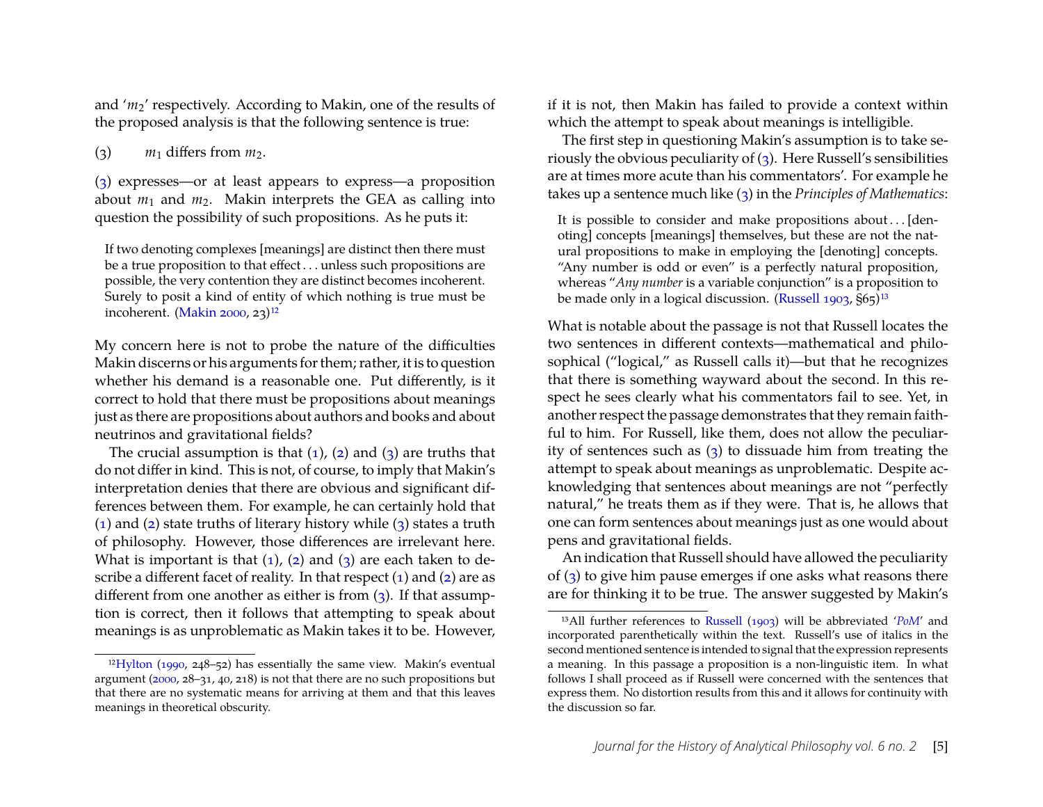and '$m_2$' respectively. According to Makin, one of the results of the proposed analysis is that the following sentence is true:

(3) $m_1$ differs from $m_2$.

(3) expresses—or at least appears to express—a proposition about $m_1$ and $m_2$. Makin interprets the GEA as calling into question the possibility of such propositions. As he puts it:

> If two denoting complexes [meanings] are distinct then there must be a true proposition to that effect . . . unless such propositions are possible, the very contention they are distinct becomes incoherent. Surely to posit a kind of entity of which nothing is true must be incoherent. (Makin 2000, 23)[12]

My concern here is not to probe the nature of the difficulties Makin discerns or his arguments for them; rather, it is to question whether his demand is a reasonable one. Put differently, is it correct to hold that there must be propositions about meanings just as there are propositions about authors and books and about neutrinos and gravitational fields?

The crucial assumption is that (1), (2) and (3) are truths that do not differ in kind. This is not, of course, to imply that Makin's interpretation denies that there are obvious and significant differences between them. For example, he can certainly hold that (1) and (2) state truths of literary history while (3) states a truth of philosophy. However, those differences are irrelevant here. What is important is that (1), (2) and (3) are each taken to describe a different facet of reality. In that respect (1) and (2) are as different from one another as either is from (3). If that assumption is correct, then it follows that attempting to speak about meanings is as unproblematic as Makin takes it to be. However, if it is not, then Makin has failed to provide a context within which the attempt to speak about meanings is intelligible.

The first step in questioning Makin's assumption is to take seriously the obvious peculiarity of (3). Here Russell's sensibilities are at times more acute than his commentators'. For example he takes up a sentence much like (3) in the *Principles of Mathematics*:

> It is possible to consider and make propositions about . . . [denoting] concepts [meanings] themselves, but these are not the natural propositions to make in employing the [denoting] concepts. "Any number is odd or even" is a perfectly natural proposition, whereas "*Any number* is a variable conjunction" is a proposition to be made only in a logical discussion. (Russell 1903, §65)[13]

What is notable about the passage is not that Russell locates the two sentences in different contexts—mathematical and philosophical ("logical," as Russell calls it)—but that he recognizes that there is something wayward about the second. In this respect he sees clearly what his commentators fail to see. Yet, in another respect the passage demonstrates that they remain faithful to him. For Russell, like them, does not allow the peculiarity of sentences such as (3) to dissuade him from treating the attempt to speak about meanings as unproblematic. Despite acknowledging that sentences about meanings are not "perfectly natural," he treats them as if they were. That is, he allows that one can form sentences about meanings just as one would about pens and gravitational fields.

An indication that Russell should have allowed the peculiarity of (3) to give him pause emerges if one asks what reasons there are for thinking it to be true. The answer suggested by Makin's

---

[12] Hylton (1990, 248–52) has essentially the same view. Makin's eventual argument (2000, 28–31, 40, 218) is not that there are no such propositions but that there are no systematic means for arriving at them and that this leaves meanings in theoretical obscurity.

[13] All further references to Russell (1903) will be abbreviated '*PoM*' and incorporated parenthetically within the text. Russell's use of italics in the second mentioned sentence is intended to signal that the expression represents a meaning. In this passage a proposition is a non-linguistic item. In what follows I shall proceed as if Russell were concerned with the sentences that express them. No distortion results from this and it allows for continuity with the discussion so far.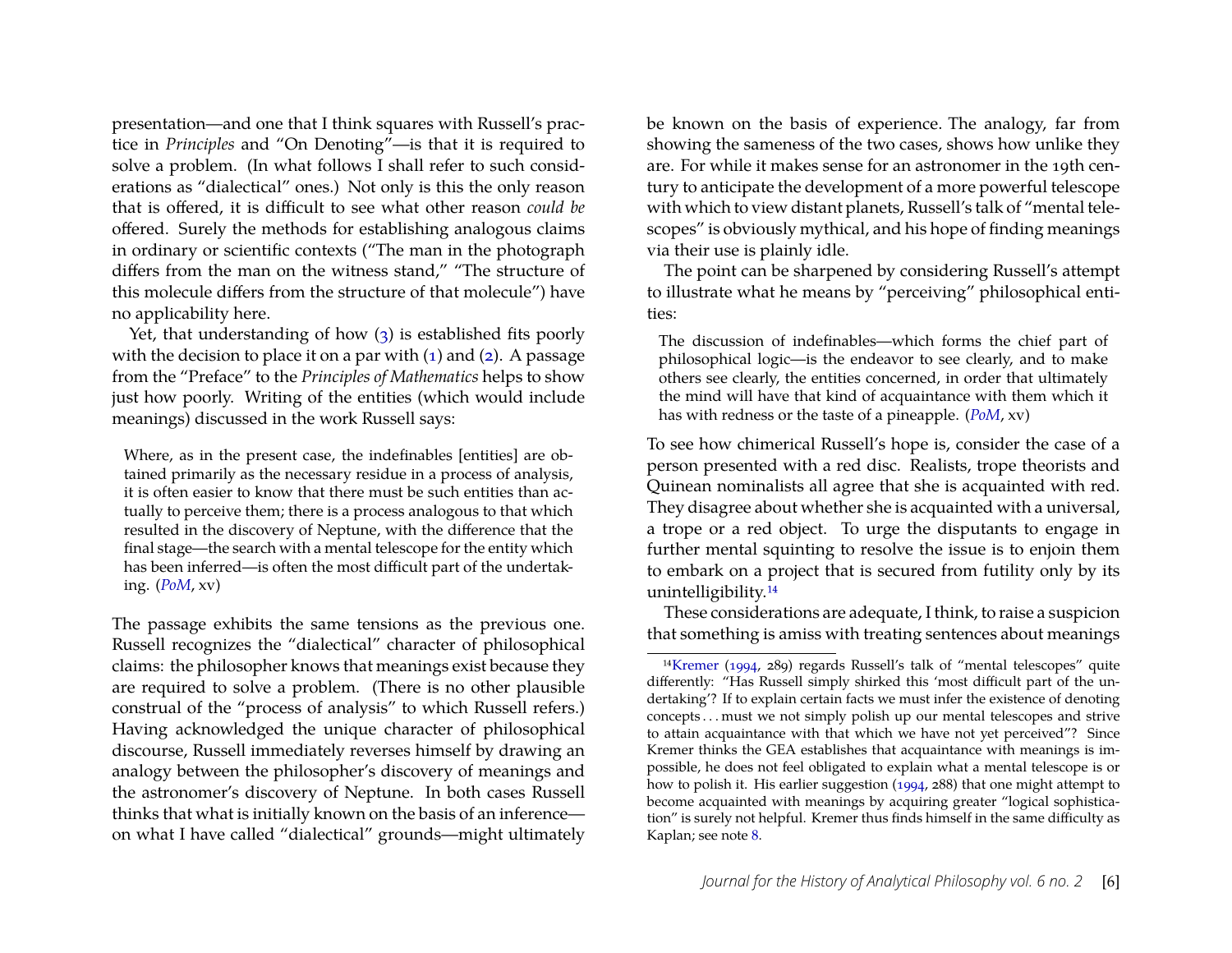presentation—and one that I think squares with Russell's practice in *Principles* and "On Denoting"—is that it is required to solve a problem. (In what follows I shall refer to such considerations as "dialectical" ones.) Not only is this the only reason that is offered, it is difficult to see what other reason *could be* offered. Surely the methods for establishing analogous claims in ordinary or scientific contexts ("The man in the photograph differs from the man on the witness stand," "The structure of this molecule differs from the structure of that molecule") have no applicability here.

Yet, that understanding of how (3) is established fits poorly with the decision to place it on a par with (1) and (2). A passage from the "Preface" to the *Principles of Mathematics* helps to show just how poorly. Writing of the entities (which would include meanings) discussed in the work Russell says:

> Where, as in the present case, the indefinables [entities] are obtained primarily as the necessary residue in a process of analysis, it is often easier to know that there must be such entities than actually to perceive them; there is a process analogous to that which resulted in the discovery of Neptune, with the difference that the final stage—the search with a mental telescope for the entity which has been inferred—is often the most difficult part of the undertaking. (*PoM*, xv)

The passage exhibits the same tensions as the previous one. Russell recognizes the "dialectical" character of philosophical claims: the philosopher knows that meanings exist because they are required to solve a problem. (There is no other plausible construal of the "process of analysis" to which Russell refers.) Having acknowledged the unique character of philosophical discourse, Russell immediately reverses himself by drawing an analogy between the philosopher's discovery of meanings and the astronomer's discovery of Neptune. In both cases Russell thinks that what is initially known on the basis of an inference—on what I have called "dialectical" grounds—might ultimately be known on the basis of experience. The analogy, far from showing the sameness of the two cases, shows how unlike they are. For while it makes sense for an astronomer in the 19th century to anticipate the development of a more powerful telescope with which to view distant planets, Russell's talk of "mental telescopes" is obviously mythical, and his hope of finding meanings via their use is plainly idle.

The point can be sharpened by considering Russell's attempt to illustrate what he means by "perceiving" philosophical entities:

> The discussion of indefinables—which forms the chief part of philosophical logic—is the endeavor to see clearly, and to make others see clearly, the entities concerned, in order that ultimately the mind will have that kind of acquaintance with them which it has with redness or the taste of a pineapple. (*PoM*, xv)

To see how chimerical Russell's hope is, consider the case of a person presented with a red disc. Realists, trope theorists and Quinean nominalists all agree that she is acquainted with red. They disagree about whether she is acquainted with a universal, a trope or a red object. To urge the disputants to engage in further mental squinting to resolve the issue is to enjoin them to embark on a project that is secured from futility only by its unintelligibility.[14]

These considerations are adequate, I think, to raise a suspicion that something is amiss with treating sentences about meanings

[14] Kremer (1994, 289) regards Russell's talk of "mental telescopes" quite differently: "Has Russell simply shirked this 'most difficult part of the undertaking'? If to explain certain facts we must infer the existence of denoting concepts . . . must we not simply polish up our mental telescopes and strive to attain acquaintance with that which we have not yet perceived"? Since Kremer thinks the GEA establishes that acquaintance with meanings is impossible, he does not feel obligated to explain what a mental telescope is or how to polish it. His earlier suggestion (1994, 288) that one might attempt to become acquainted with meanings by acquiring greater "logical sophistication" is surely not helpful. Kremer thus finds himself in the same difficulty as Kaplan; see note 8.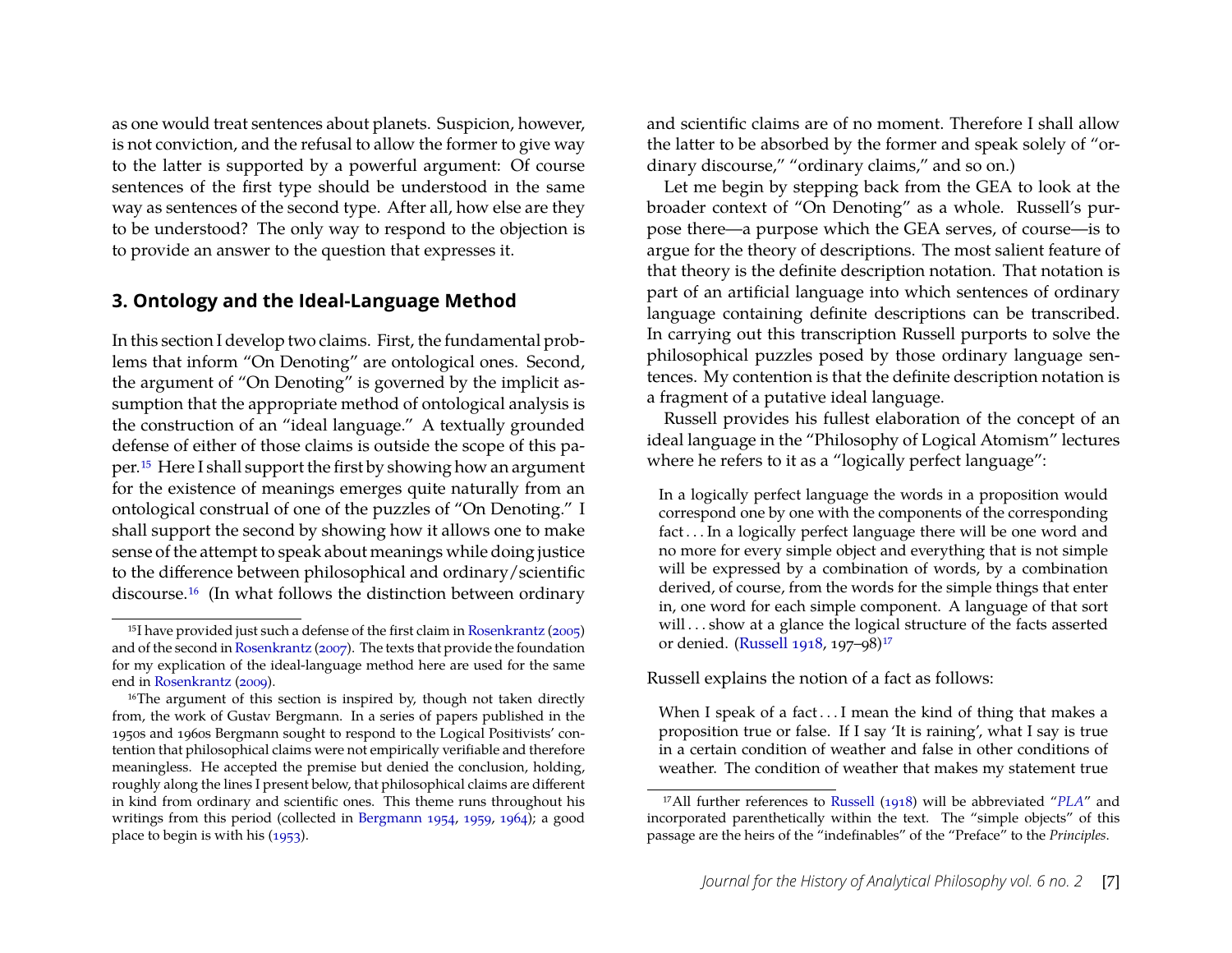as one would treat sentences about planets. Suspicion, however, is not conviction, and the refusal to allow the former to give way to the latter is supported by a powerful argument: Of course sentences of the first type should be understood in the same way as sentences of the second type. After all, how else are they to be understood? The only way to respond to the objection is to provide an answer to the question that expresses it.

## 3. Ontology and the Ideal-Language Method

In this section I develop two claims. First, the fundamental problems that inform "On Denoting" are ontological ones. Second, the argument of "On Denoting" is governed by the implicit assumption that the appropriate method of ontological analysis is the construction of an "ideal language." A textually grounded defense of either of those claims is outside the scope of this paper.[15] Here I shall support the first by showing how an argument for the existence of meanings emerges quite naturally from an ontological construal of one of the puzzles of "On Denoting." I shall support the second by showing how it allows one to make sense of the attempt to speak about meanings while doing justice to the difference between philosophical and ordinary/scientific discourse.[16] (In what follows the distinction between ordinary and scientific claims are of no moment. Therefore I shall allow the latter to be absorbed by the former and speak solely of "ordinary discourse," "ordinary claims," and so on.)

Let me begin by stepping back from the GEA to look at the broader context of "On Denoting" as a whole. Russell's purpose there—a purpose which the GEA serves, of course—is to argue for the theory of descriptions. The most salient feature of that theory is the definite description notation. That notation is part of an artificial language into which sentences of ordinary language containing definite descriptions can be transcribed. In carrying out this transcription Russell purports to solve the philosophical puzzles posed by those ordinary language sentences. My contention is that the definite description notation is a fragment of a putative ideal language.

Russell provides his fullest elaboration of the concept of an ideal language in the "Philosophy of Logical Atomism" lectures where he refers to it as a "logically perfect language":

> In a logically perfect language the words in a proposition would correspond one by one with the components of the corresponding fact . . . In a logically perfect language there will be one word and no more for every simple object and everything that is not simple will be expressed by a combination of words, by a combination derived, of course, from the words for the simple things that enter in, one word for each simple component. A language of that sort will . . . show at a glance the logical structure of the facts asserted or denied. (Russell 1918, 197–98)[17]

Russell explains the notion of a fact as follows:

> When I speak of a fact . . . I mean the kind of thing that makes a proposition true or false. If I say 'It is raining', what I say is true in a certain condition of weather and false in other conditions of weather. The condition of weather that makes my statement true

---

[15] I have provided just such a defense of the first claim in Rosenkrantz (2005) and of the second in Rosenkrantz (2007). The texts that provide the foundation for my explication of the ideal-language method here are used for the same end in Rosenkrantz (2009).

[16] The argument of this section is inspired by, though not taken directly from, the work of Gustav Bergmann. In a series of papers published in the 1950s and 1960s Bergmann sought to respond to the Logical Positivists' contention that philosophical claims were not empirically verifiable and therefore meaningless. He accepted the premise but denied the conclusion, holding, roughly along the lines I present below, that philosophical claims are different in kind from ordinary and scientific ones. This theme runs throughout his writings from this period (collected in Bergmann 1954, 1959, 1964); a good place to begin is with his (1953).

[17] All further references to Russell (1918) will be abbreviated "*PLA*" and incorporated parenthetically within the text. The "simple objects" of this passage are the heirs of the "indefinables" of the "Preface" to the *Principles*.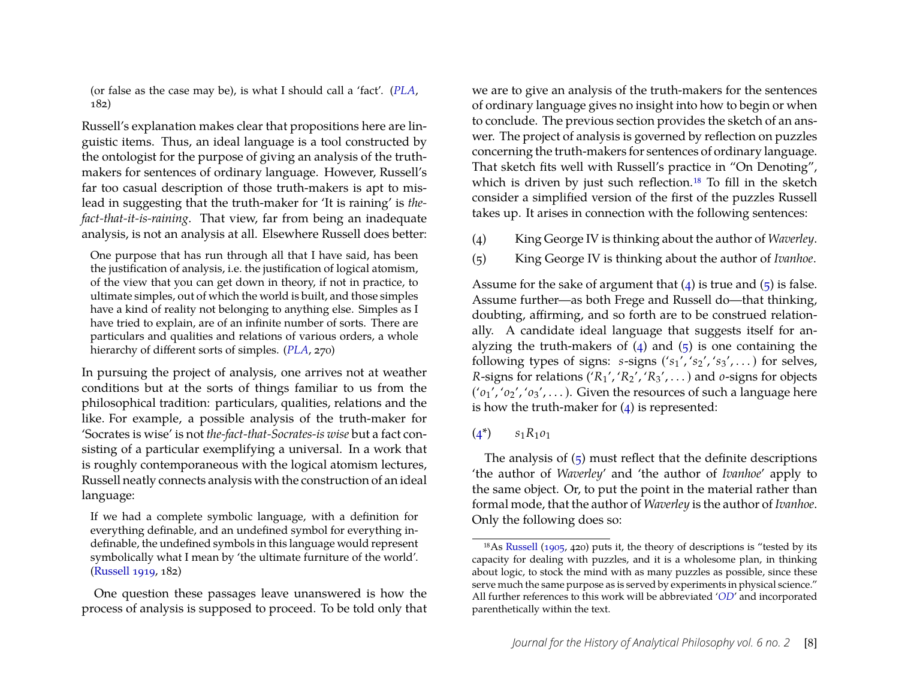> (or false as the case may be), is what I should call a 'fact'. (*PLA*, 182)

Russell's explanation makes clear that propositions here are linguistic items. Thus, an ideal language is a tool constructed by the ontologist for the purpose of giving an analysis of the truth-makers for sentences of ordinary language. However, Russell's far too casual description of those truth-makers is apt to mislead in suggesting that the truth-maker for 'It is raining' is *the-fact-that-it-is-raining*. That view, far from being an inadequate analysis, is not an analysis at all. Elsewhere Russell does better:

> One purpose that has run through all that I have said, has been the justification of analysis, i.e. the justification of logical atomism, of the view that you can get down in theory, if not in practice, to ultimate simples, out of which the world is built, and those simples have a kind of reality not belonging to anything else. Simples as I have tried to explain, are of an infinite number of sorts. There are particulars and qualities and relations of various orders, a whole hierarchy of different sorts of simples. (*PLA*, 270)

In pursuing the project of analysis, one arrives not at weather conditions but at the sorts of things familiar to us from the philosophical tradition: particulars, qualities, relations and the like. For example, a possible analysis of the truth-maker for 'Socrates is wise' is not *the-fact-that-Socrates-is wise* but a fact consisting of a particular exemplifying a universal. In a work that is roughly contemporaneous with the logical atomism lectures, Russell neatly connects analysis with the construction of an ideal language:

> If we had a complete symbolic language, with a definition for everything definable, and an undefined symbol for everything indefinable, the undefined symbols in this language would represent symbolically what I mean by 'the ultimate furniture of the world'. (Russell 1919, 182)

One question these passages leave unanswered is how the process of analysis is supposed to proceed. To be told only that we are to give an analysis of the truth-makers for the sentences of ordinary language gives no insight into how to begin or when to conclude. The previous section provides the sketch of an answer. The project of analysis is governed by reflection on puzzles concerning the truth-makers for sentences of ordinary language. That sketch fits well with Russell's practice in "On Denoting", which is driven by just such reflection.[18] To fill in the sketch consider a simplified version of the first of the puzzles Russell takes up. It arises in connection with the following sentences:

(4) King George IV is thinking about the author of *Waverley*.

(5) King George IV is thinking about the author of *Ivanhoe*.

Assume for the sake of argument that (4) is true and (5) is false. Assume further—as both Frege and Russell do—that thinking, doubting, affirming, and so forth are to be construed relationally. A candidate ideal language that suggests itself for analyzing the truth-makers of (4) and (5) is one containing the following types of signs: *s*-signs ('$s_1$', '$s_2$', '$s_3$', ...) for selves, *R*-signs for relations ('$R_1$', '$R_2$', '$R_3$', ...) and *o*-signs for objects ('$o_1$', '$o_2$', '$o_3$', ...). Given the resources of such a language here is how the truth-maker for (4) is represented:

(4*) $s_1 R_1 o_1$

The analysis of (5) must reflect that the definite descriptions 'the author of *Waverley*' and 'the author of *Ivanhoe*' apply to the same object. Or, to put the point in the material rather than formal mode, that the author of *Waverley* is the author of *Ivanhoe*. Only the following does so:

[18] As Russell (1905, 420) puts it, the theory of descriptions is "tested by its capacity for dealing with puzzles, and it is a wholesome plan, in thinking about logic, to stock the mind with as many puzzles as possible, since these serve much the same purpose as is served by experiments in physical science." All further references to this work will be abbreviated '*OD*' and incorporated parenthetically within the text.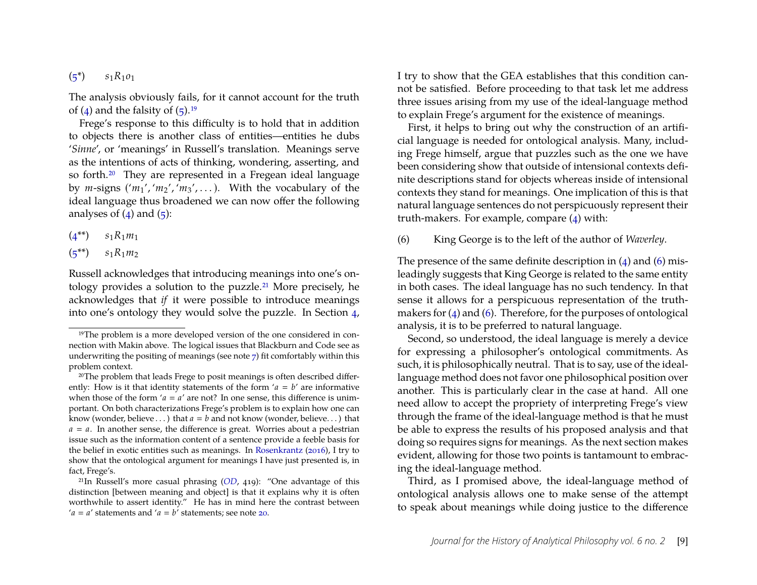(5*) $s_1 R_1 o_1$

The analysis obviously fails, for it cannot account for the truth of (4) and the falsity of (5).[19]

Frege's response to this difficulty is to hold that in addition to objects there is another class of entities—entities he dubs '*Sinne*', or 'meanings' in Russell's translation. Meanings serve as the intentions of acts of thinking, wondering, asserting, and so forth.[20] They are represented in a Fregean ideal language by $m$-signs ('$m_1$', '$m_2$', '$m_3$', . . . ). With the vocabulary of the ideal language thus broadened we can now offer the following analyses of (4) and (5):

(4**) $s_1 R_1 m_1$

(5**) $s_1 R_1 m_2$

Russell acknowledges that introducing meanings into one's ontology provides a solution to the puzzle.[21] More precisely, he acknowledges that *if* it were possible to introduce meanings into one's ontology they would solve the puzzle. In Section 4, I try to show that the GEA establishes that this condition cannot be satisfied. Before proceeding to that task let me address three issues arising from my use of the ideal-language method to explain Frege's argument for the existence of meanings.

First, it helps to bring out why the construction of an artificial language is needed for ontological analysis. Many, including Frege himself, argue that puzzles such as the one we have been considering show that outside of intensional contexts definite descriptions stand for objects whereas inside of intensional contexts they stand for meanings. One implication of this is that natural language sentences do not perspicuously represent their truth-makers. For example, compare (4) with:

(6) King George is to the left of the author of *Waverley*.

The presence of the same definite description in (4) and (6) misleadingly suggests that King George is related to the same entity in both cases. The ideal language has no such tendency. In that sense it allows for a perspicuous representation of the truth-makers for (4) and (6). Therefore, for the purposes of ontological analysis, it is to be preferred to natural language.

Second, so understood, the ideal language is merely a device for expressing a philosopher's ontological commitments. As such, it is philosophically neutral. That is to say, use of the ideal-language method does not favor one philosophical position over another. This is particularly clear in the case at hand. All one need allow to accept the propriety of interpreting Frege's view through the frame of the ideal-language method is that he must be able to express the results of his proposed analysis and that doing so requires signs for meanings. As the next section makes evident, allowing for those two points is tantamount to embracing the ideal-language method.

Third, as I promised above, the ideal-language method of ontological analysis allows one to make sense of the attempt to speak about meanings while doing justice to the difference

---

[19] The problem is a more developed version of the one considered in connection with Makin above. The logical issues that Blackburn and Code see as underwriting the positing of meanings (see note 7) fit comfortably within this problem context.

[20] The problem that leads Frege to posit meanings is often described differently: How is it that identity statements of the form '$a = b$' are informative when those of the form '$a = a$' are not? In one sense, this difference is unimportant. On both characterizations Frege's problem is to explain how one can know (wonder, believe . . . ) that $a = b$ and not know (wonder, believe. . . ) that $a = a$. In another sense, the difference is great. Worries about a pedestrian issue such as the information content of a sentence provide a feeble basis for the belief in exotic entities such as meanings. In Rosenkrantz (2016), I try to show that the ontological argument for meanings I have just presented is, in fact, Frege's.

[21] In Russell's more casual phrasing (*OD*, 419): "One advantage of this distinction [between meaning and object] is that it explains why it is often worthwhile to assert identity." He has in mind here the contrast between '$a = a$' statements and '$a = b$' statements; see note 20.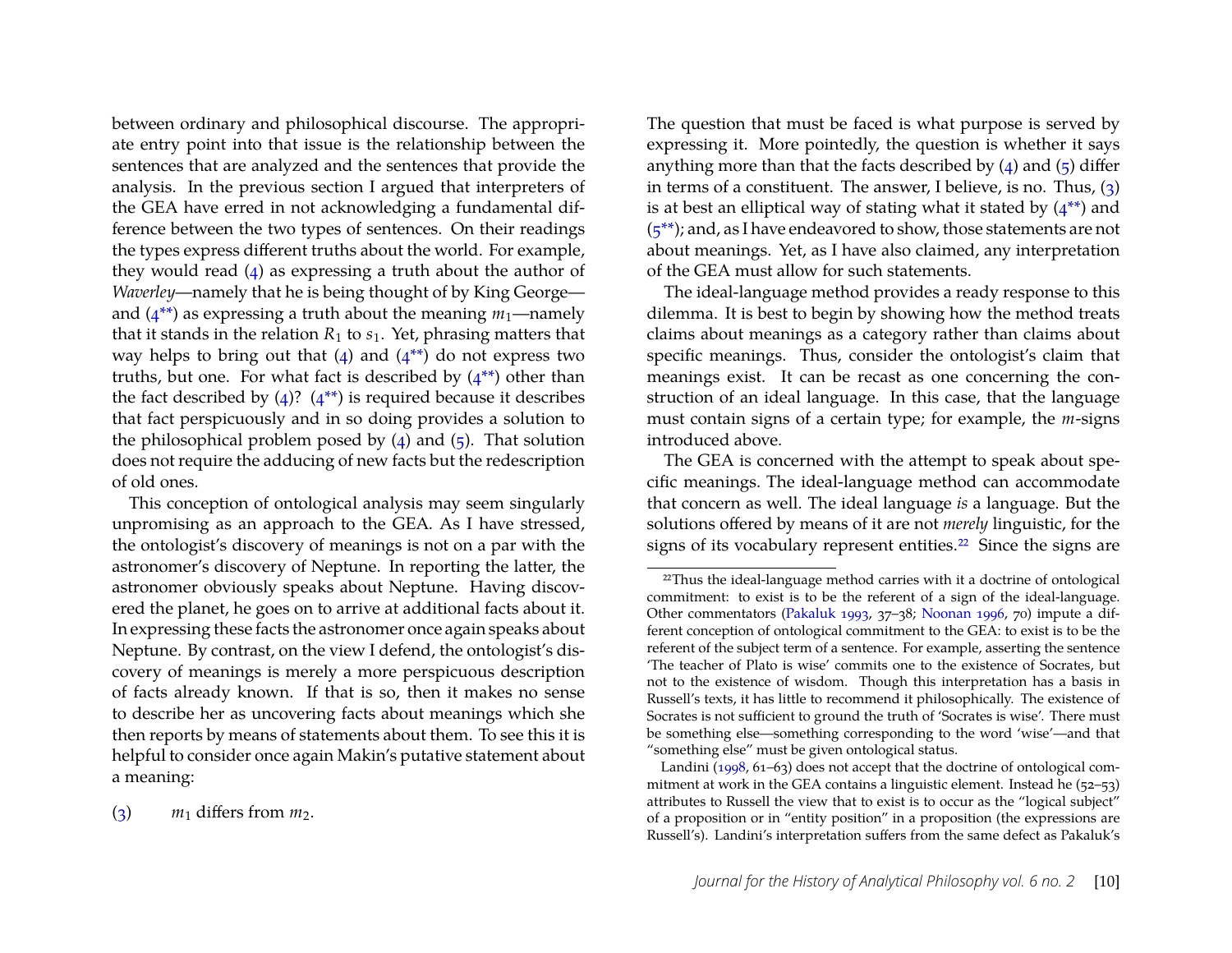between ordinary and philosophical discourse. The appropriate entry point into that issue is the relationship between the sentences that are analyzed and the sentences that provide the analysis. In the previous section I argued that interpreters of the GEA have erred in not acknowledging a fundamental difference between the two types of sentences. On their readings the types express different truths about the world. For example, they would read (4) as expressing a truth about the author of *Waverley*—namely that he is being thought of by King George—and (4**) as expressing a truth about the meaning $m_1$—namely that it stands in the relation $R_1$ to $s_1$. Yet, phrasing matters that way helps to bring out that (4) and (4**) do not express two truths, but one. For what fact is described by (4**) other than the fact described by (4)? (4**) is required because it describes that fact perspicuously and in so doing provides a solution to the philosophical problem posed by (4) and (5). That solution does not require the adducing of new facts but the redescription of old ones.

This conception of ontological analysis may seem singularly unpromising as an approach to the GEA. As I have stressed, the ontologist's discovery of meanings is not on a par with the astronomer's discovery of Neptune. In reporting the latter, the astronomer obviously speaks about Neptune. Having discovered the planet, he goes on to arrive at additional facts about it. In expressing these facts the astronomer once again speaks about Neptune. By contrast, on the view I defend, the ontologist's discovery of meanings is merely a more perspicuous description of facts already known. If that is so, then it makes no sense to describe her as uncovering facts about meanings which she then reports by means of statements about them. To see this it is helpful to consider once again Makin's putative statement about a meaning:

(3) $m_1$ differs from $m_2$.

The question that must be faced is what purpose is served by expressing it. More pointedly, the question is whether it says anything more than that the facts described by (4) and (5) differ in terms of a constituent. The answer, I believe, is no. Thus, (3) is at best an elliptical way of stating what it stated by (4**) and (5**); and, as I have endeavored to show, those statements are not about meanings. Yet, as I have also claimed, any interpretation of the GEA must allow for such statements.

The ideal-language method provides a ready response to this dilemma. It is best to begin by showing how the method treats claims about meanings as a category rather than claims about specific meanings. Thus, consider the ontologist's claim that meanings exist. It can be recast as one concerning the construction of an ideal language. In this case, that the language must contain signs of a certain type; for example, the $m$-signs introduced above.

The GEA is concerned with the attempt to speak about specific meanings. The ideal-language method can accommodate that concern as well. The ideal language *is* a language. But the solutions offered by means of it are not *merely* linguistic, for the signs of its vocabulary represent entities.[22] Since the signs are

[22] Thus the ideal-language method carries with it a doctrine of ontological commitment: to exist is to be the referent of a sign of the ideal-language. Other commentators (Pakaluk 1993, 37–38; Noonan 1996, 70) impute a different conception of ontological commitment to the GEA: to exist is to be the referent of the subject term of a sentence. For example, asserting the sentence 'The teacher of Plato is wise' commits one to the existence of Socrates, but not to the existence of wisdom. Though this interpretation has a basis in Russell's texts, it has little to recommend it philosophically. The existence of Socrates is not sufficient to ground the truth of 'Socrates is wise'. There must be something else—something corresponding to the word 'wise'—and that "something else" must be given ontological status.

Landini (1998, 61–63) does not accept that the doctrine of ontological commitment at work in the GEA contains a linguistic element. Instead he (52–53) attributes to Russell the view that to exist is to occur as the "logical subject" of a proposition or in "entity position" in a proposition (the expressions are Russell's). Landini's interpretation suffers from the same defect as Pakaluk's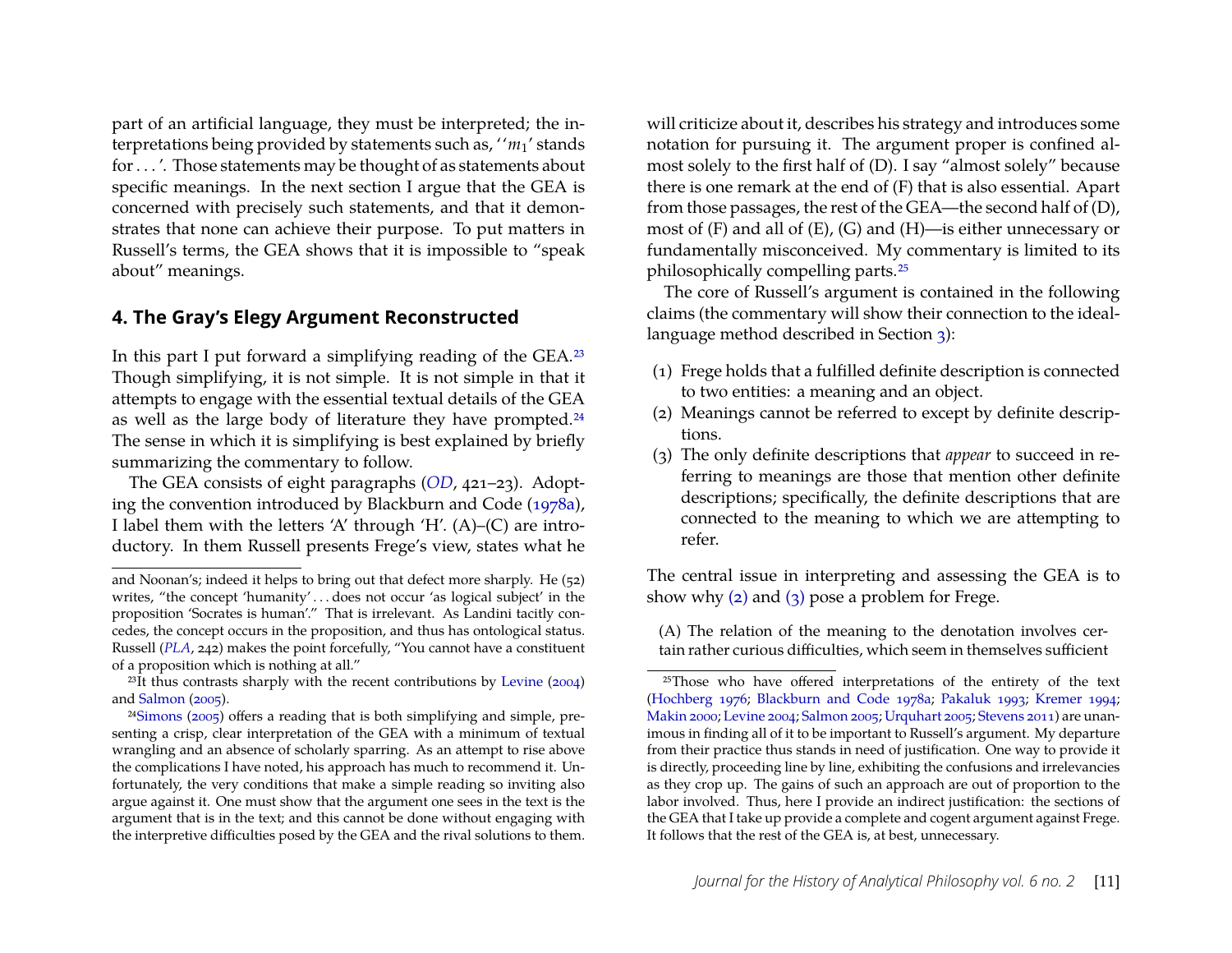part of an artificial language, they must be interpreted; the interpretations being provided by statements such as, '$'m_1$' stands for . . . '. Those statements may be thought of as statements about specific meanings. In the next section I argue that the GEA is concerned with precisely such statements, and that it demonstrates that none can achieve their purpose. To put matters in Russell's terms, the GEA shows that it is impossible to "speak about" meanings.

## 4. The Gray's Elegy Argument Reconstructed

In this part I put forward a simplifying reading of the GEA.[23] Though simplifying, it is not simple. It is not simple in that it attempts to engage with the essential textual details of the GEA as well as the large body of literature they have prompted.[24] The sense in which it is simplifying is best explained by briefly summarizing the commentary to follow.

The GEA consists of eight paragraphs (*OD*, 421–23). Adopting the convention introduced by Blackburn and Code (1978a), I label them with the letters 'A' through 'H'. (A)–(C) are introductory. In them Russell presents Frege's view, states what he will criticize about it, describes his strategy and introduces some notation for pursuing it. The argument proper is confined almost solely to the first half of (D). I say "almost solely" because there is one remark at the end of (F) that is also essential. Apart from those passages, the rest of the GEA—the second half of (D), most of (F) and all of (E), (G) and (H)—is either unnecessary or fundamentally misconceived. My commentary is limited to its philosophically compelling parts.[25]

The core of Russell's argument is contained in the following claims (the commentary will show their connection to the ideal-language method described in Section 3):

(1) Frege holds that a fulfilled definite description is connected to two entities: a meaning and an object.
(2) Meanings cannot be referred to except by definite descriptions.
(3) The only definite descriptions that *appear* to succeed in referring to meanings are those that mention other definite descriptions; specifically, the definite descriptions that are connected to the meaning to which we are attempting to refer.

The central issue in interpreting and assessing the GEA is to show why (2) and (3) pose a problem for Frege.

(A) The relation of the meaning to the denotation involves certain rather curious difficulties, which seem in themselves sufficient

---

and Noonan's; indeed it helps to bring out that defect more sharply. He (52) writes, "the concept 'humanity' . . . does not occur 'as logical subject' in the proposition 'Socrates is human'." That is irrelevant. As Landini tacitly concedes, the concept occurs in the proposition, and thus has ontological status. Russell (*PLA*, 242) makes the point forcefully, "You cannot have a constituent of a proposition which is nothing at all."

[23] It thus contrasts sharply with the recent contributions by Levine (2004) and Salmon (2005).

[24] Simons (2005) offers a reading that is both simplifying and simple, presenting a crisp, clear interpretation of the GEA with a minimum of textual wrangling and an absence of scholarly sparring. As an attempt to rise above the complications I have noted, his approach has much to recommend it. Unfortunately, the very conditions that make a simple reading so inviting also argue against it. One must show that the argument one sees in the text is the argument that is in the text; and this cannot be done without engaging with the interpretive difficulties posed by the GEA and the rival solutions to them.

[25] Those who have offered interpretations of the entirety of the text (Hochberg 1976; Blackburn and Code 1978a; Pakaluk 1993; Kremer 1994; Makin 2000; Levine 2004; Salmon 2005; Urquhart 2005; Stevens 2011) are unanimous in finding all of it to be important to Russell's argument. My departure from their practice thus stands in need of justification. One way to provide it is directly, proceeding line by line, exhibiting the confusions and irrelevancies as they crop up. The gains of such an approach are out of proportion to the labor involved. Thus, here I provide an indirect justification: the sections of the GEA that I take up provide a complete and cogent argument against Frege. It follows that the rest of the GEA is, at best, unnecessary.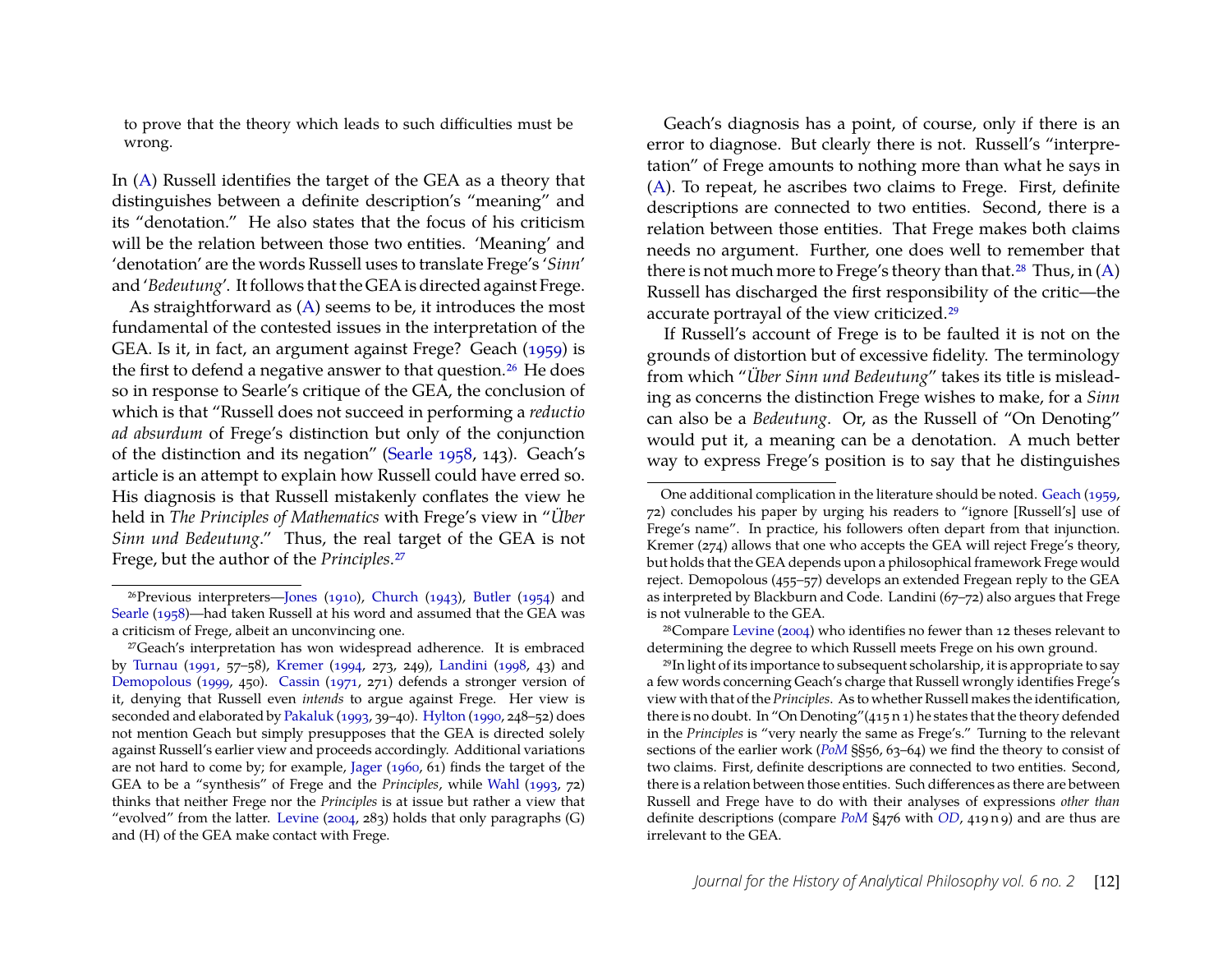to prove that the theory which leads to such difficulties must be wrong.

In (A) Russell identifies the target of the GEA as a theory that distinguishes between a definite description's "meaning" and its "denotation." He also states that the focus of his criticism will be the relation between those two entities. 'Meaning' and 'denotation' are the words Russell uses to translate Frege's '*Sinn*' and '*Bedeutung*'. It follows that the GEA is directed against Frege.

As straightforward as (A) seems to be, it introduces the most fundamental of the contested issues in the interpretation of the GEA. Is it, in fact, an argument against Frege? Geach (1959) is the first to defend a negative answer to that question.[26] He does so in response to Searle's critique of the GEA, the conclusion of which is that "Russell does not succeed in performing a *reductio ad absurdum* of Frege's distinction but only of the conjunction of the distinction and its negation" (Searle 1958, 143). Geach's article is an attempt to explain how Russell could have erred so. His diagnosis is that Russell mistakenly conflates the view he held in *The Principles of Mathematics* with Frege's view in "*Über Sinn und Bedeutung*." Thus, the real target of the GEA is not Frege, but the author of the *Principles*.[27]

Geach's diagnosis has a point, of course, only if there is an error to diagnose. But clearly there is not. Russell's "interpretation" of Frege amounts to nothing more than what he says in (A). To repeat, he ascribes two claims to Frege. First, definite descriptions are connected to two entities. Second, there is a relation between those entities. That Frege makes both claims needs no argument. Further, one does well to remember that there is not much more to Frege's theory than that.[28] Thus, in (A) Russell has discharged the first responsibility of the critic—the accurate portrayal of the view criticized.[29]

If Russell's account of Frege is to be faulted it is not on the grounds of distortion but of excessive fidelity. The terminology from which "*Über Sinn und Bedeutung*" takes its title is misleading as concerns the distinction Frege wishes to make, for a *Sinn* can also be a *Bedeutung*. Or, as the Russell of "On Denoting" would put it, a meaning can be a denotation. A much better way to express Frege's position is to say that he distinguishes

---

[26] Previous interpreters—Jones (1910), Church (1943), Butler (1954) and Searle (1958)—had taken Russell at his word and assumed that the GEA was a criticism of Frege, albeit an unconvincing one.

[27] Geach's interpretation has won widespread adherence. It is embraced by Turnau (1991, 57–58), Kremer (1994, 273, 249), Landini (1998, 43) and Demopolous (1999, 450). Cassin (1971, 271) defends a stronger version of it, denying that Russell even *intends* to argue against Frege. Her view is seconded and elaborated by Pakaluk (1993, 39–40). Hylton (1990, 248–52) does not mention Geach but simply presupposes that the GEA is directed solely against Russell's earlier view and proceeds accordingly. Additional variations are not hard to come by; for example, Jager (1960, 61) finds the target of the GEA to be a "synthesis" of Frege and the *Principles*, while Wahl (1993, 72) thinks that neither Frege nor the *Principles* is at issue but rather a view that "evolved" from the latter. Levine (2004, 283) holds that only paragraphs (G) and (H) of the GEA make contact with Frege.

One additional complication in the literature should be noted. Geach (1959, 72) concludes his paper by urging his readers to "ignore [Russell's] use of Frege's name". In practice, his followers often depart from that injunction. Kremer (274) allows that one who accepts the GEA will reject Frege's theory, but holds that the GEA depends upon a philosophical framework Frege would reject. Demopolous (455–57) develops an extended Fregean reply to the GEA as interpreted by Blackburn and Code. Landini (67–72) also argues that Frege is not vulnerable to the GEA.

[28] Compare Levine (2004) who identifies no fewer than 12 theses relevant to determining the degree to which Russell meets Frege on his own ground.

[29] In light of its importance to subsequent scholarship, it is appropriate to say a few words concerning Geach's charge that Russell wrongly identifies Frege's view with that of the *Principles*. As to whether Russell makes the identification, there is no doubt. In "On Denoting"(415 n 1) he states that the theory defended in the *Principles* is "very nearly the same as Frege's." Turning to the relevant sections of the earlier work (*PoM* §§56, 63–64) we find the theory to consist of two claims. First, definite descriptions are connected to two entities. Second, there is a relation between those entities. Such differences as there are between Russell and Frege have to do with their analyses of expressions *other than* definite descriptions (compare *PoM* §476 with *OD*, 419 n 9) and are thus are irrelevant to the GEA.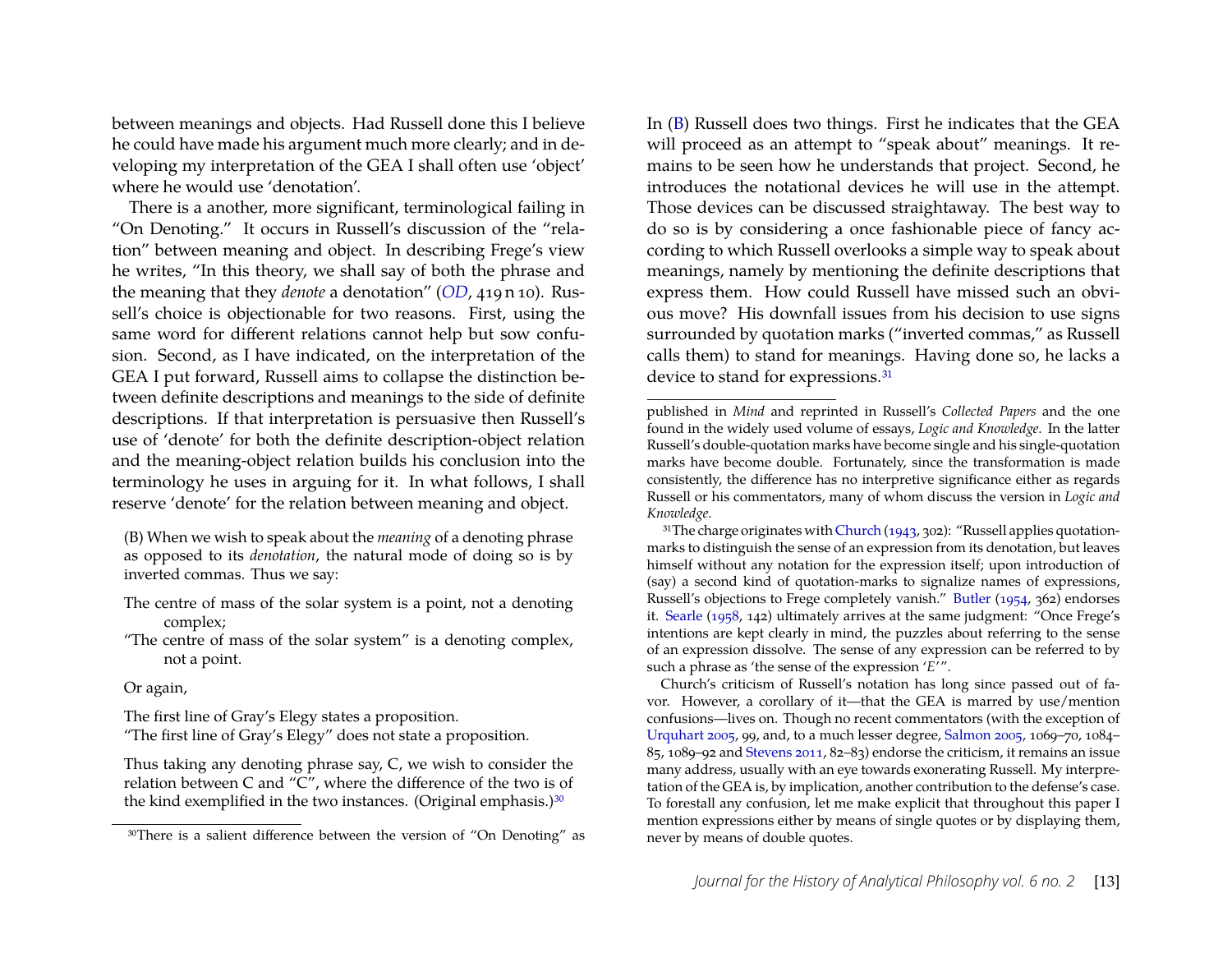between meanings and objects. Had Russell done this I believe he could have made his argument much more clearly; and in developing my interpretation of the GEA I shall often use 'object' where he would use 'denotation'.

There is a another, more significant, terminological failing in "On Denoting." It occurs in Russell's discussion of the "relation" between meaning and object. In describing Frege's view he writes, "In this theory, we shall say of both the phrase and the meaning that they *denote* a denotation" (*OD*, 419 n 10). Russell's choice is objectionable for two reasons. First, using the same word for different relations cannot help but sow confusion. Second, as I have indicated, on the interpretation of the GEA I put forward, Russell aims to collapse the distinction between definite descriptions and meanings to the side of definite descriptions. If that interpretation is persuasive then Russell's use of 'denote' for both the definite description-object relation and the meaning-object relation builds his conclusion into the terminology he uses in arguing for it. In what follows, I shall reserve 'denote' for the relation between meaning and object.

> (B) When we wish to speak about the *meaning* of a denoting phrase as opposed to its *denotation*, the natural mode of doing so is by inverted commas. Thus we say:
>
> The centre of mass of the solar system is a point, not a denoting complex;
> "The centre of mass of the solar system" is a denoting complex, not a point.
>
> Or again,
>
> The first line of Gray's Elegy states a proposition.
> "The first line of Gray's Elegy" does not state a proposition.
>
> Thus taking any denoting phrase say, C, we wish to consider the relation between C and "C", where the difference of the two is of the kind exemplified in the two instances. (Original emphasis.)[30]

In (B) Russell does two things. First he indicates that the GEA will proceed as an attempt to "speak about" meanings. It remains to be seen how he understands that project. Second, he introduces the notational devices he will use in the attempt. Those devices can be discussed straightaway. The best way to do so is by considering a once fashionable piece of fancy according to which Russell overlooks a simple way to speak about meanings, namely by mentioning the definite descriptions that express them. How could Russell have missed such an obvious move? His downfall issues from his decision to use signs surrounded by quotation marks ("inverted commas," as Russell calls them) to stand for meanings. Having done so, he lacks a device to stand for expressions.[31]

---

[30] There is a salient difference between the version of "On Denoting" as published in *Mind* and reprinted in Russell's *Collected Papers* and the one found in the widely used volume of essays, *Logic and Knowledge*. In the latter Russell's double-quotation marks have become single and his single-quotation marks have become double. Fortunately, since the transformation is made consistently, the difference has no interpretive significance either as regards Russell or his commentators, many of whom discuss the version in *Logic and Knowledge*.

[31] The charge originates with Church (1943, 302): "Russell applies quotation-marks to distinguish the sense of an expression from its denotation, but leaves himself without any notation for the expression itself; upon introduction of (say) a second kind of quotation-marks to signalize names of expressions, Russell's objections to Frege completely vanish." Butler (1954, 362) endorses it. Searle (1958, 142) ultimately arrives at the same judgment: "Once Frege's intentions are kept clearly in mind, the puzzles about referring to the sense of an expression dissolve. The sense of any expression can be referred to by such a phrase as 'the sense of the expression '*E*''".

Church's criticism of Russell's notation has long since passed out of favor. However, a corollary of it—that the GEA is marred by use/mention confusions—lives on. Though no recent commentators (with the exception of Urquhart 2005, 99, and, to a much lesser degree, Salmon 2005, 1069–70, 1084–85, 1089–92 and Stevens 2011, 82–83) endorse the criticism, it remains an issue many address, usually with an eye towards exonerating Russell. My interpretation of the GEA is, by implication, another contribution to the defense's case. To forestall any confusion, let me make explicit that throughout this paper I mention expressions either by means of single quotes or by displaying them, never by means of double quotes.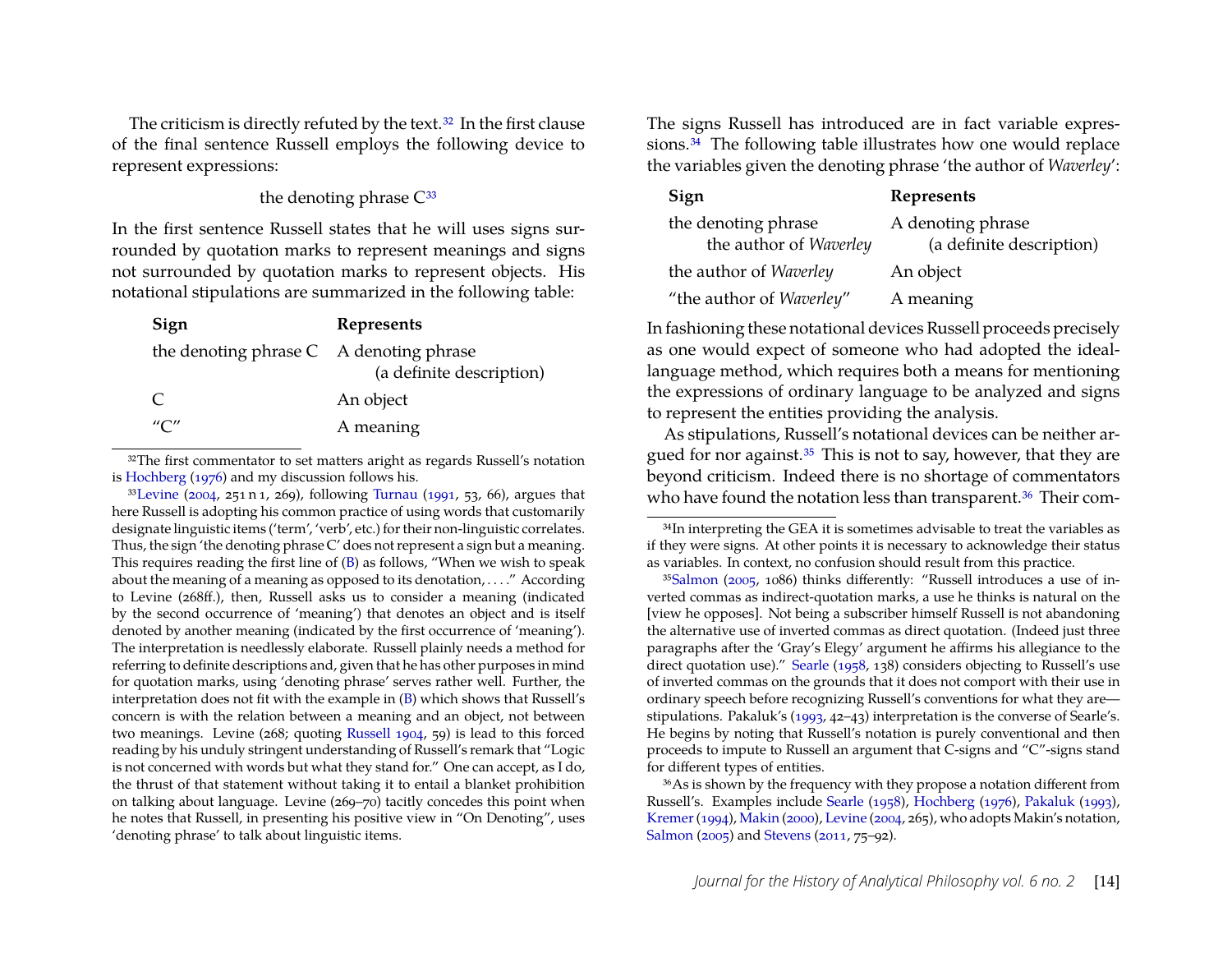The criticism is directly refuted by the text.[32] In the first clause of the final sentence Russell employs the following device to represent expressions:

the denoting phrase C[33]

In the first sentence Russell states that he will uses signs surrounded by quotation marks to represent meanings and signs not surrounded by quotation marks to represent objects. His notational stipulations are summarized in the following table:

| Sign | Represents |
|---|---|
| the denoting phrase C | A denoting phrase (a definite description) |
| C | An object |
| "C" | A meaning |

The signs Russell has introduced are in fact variable expressions.[34] The following table illustrates how one would replace the variables given the denoting phrase 'the author of *Waverley*':

| Sign | Represents |
|---|---|
| the denoting phrase the author of *Waverley* | A denoting phrase (a definite description) |
| the author of *Waverley* | An object |
| "the author of *Waverley*" | A meaning |

In fashioning these notational devices Russell proceeds precisely as one would expect of someone who had adopted the ideal-language method, which requires both a means for mentioning the expressions of ordinary language to be analyzed and signs to represent the entities providing the analysis.

As stipulations, Russell's notational devices can be neither argued for nor against.[35] This is not to say, however, that they are beyond criticism. Indeed there is no shortage of commentators who have found the notation less than transparent.[36] Their com-

---

[32]The first commentator to set matters aright as regards Russell's notation is Hochberg (1976) and my discussion follows his.

[33]Levine (2004, 251 n 1, 269), following Turnau (1991, 53, 66), argues that here Russell is adopting his common practice of using words that customarily designate linguistic items ('term', 'verb', etc.) for their non-linguistic correlates. Thus, the sign 'the denoting phrase C' does not represent a sign but a meaning. This requires reading the first line of (B) as follows, "When we wish to speak about the meaning of a meaning as opposed to its denotation, . . . ." According to Levine (268ff.), then, Russell asks us to consider a meaning (indicated by the second occurrence of 'meaning') that denotes an object and is itself denoted by another meaning (indicated by the first occurrence of 'meaning'). The interpretation is needlessly elaborate. Russell plainly needs a method for referring to definite descriptions and, given that he has other purposes in mind for quotation marks, using 'denoting phrase' serves rather well. Further, the interpretation does not fit with the example in (B) which shows that Russell's concern is with the relation between a meaning and an object, not between two meanings. Levine (268; quoting Russell 1904, 59) is lead to this forced reading by his unduly stringent understanding of Russell's remark that "Logic is not concerned with words but what they stand for." One can accept, as I do, the thrust of that statement without taking it to entail a blanket prohibition on talking about language. Levine (269–70) tacitly concedes this point when he notes that Russell, in presenting his positive view in "On Denoting", uses 'denoting phrase' to talk about linguistic items.

[34]In interpreting the GEA it is sometimes advisable to treat the variables as if they were signs. At other points it is necessary to acknowledge their status as variables. In context, no confusion should result from this practice.

[35]Salmon (2005, 1086) thinks differently: "Russell introduces a use of inverted commas as indirect-quotation marks, a use he thinks is natural on the [view he opposes]. Not being a subscriber himself Russell is not abandoning the alternative use of inverted commas as direct quotation. (Indeed just three paragraphs after the 'Gray's Elegy' argument he affirms his allegiance to the direct quotation use)." Searle (1958, 138) considers objecting to Russell's use of inverted commas on the grounds that it does not comport with their use in ordinary speech before recognizing Russell's conventions for what they are—stipulations. Pakaluk's (1993, 42–43) interpretation is the converse of Searle's. He begins by noting that Russell's notation is purely conventional and then proceeds to impute to Russell an argument that C-signs and "C"-signs stand for different types of entities.

[36]As is shown by the frequency with they propose a notation different from Russell's. Examples include Searle (1958), Hochberg (1976), Pakaluk (1993), Kremer (1994), Makin (2000), Levine (2004, 265), who adopts Makin's notation, Salmon (2005) and Stevens (2011, 75–92).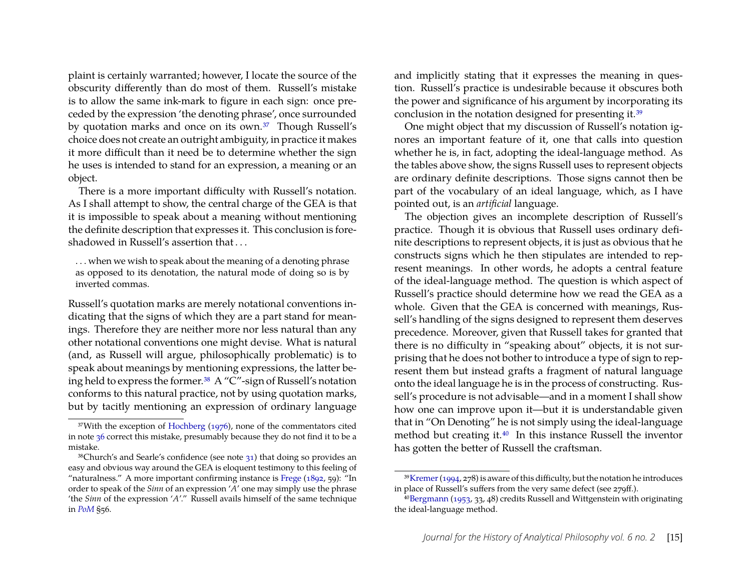plaint is certainly warranted; however, I locate the source of the obscurity differently than do most of them. Russell's mistake is to allow the same ink-mark to figure in each sign: once preceded by the expression 'the denoting phrase', once surrounded by quotation marks and once on its own.[37] Though Russell's choice does not create an outright ambiguity, in practice it makes it more difficult than it need be to determine whether the sign he uses is intended to stand for an expression, a meaning or an object.

There is a more important difficulty with Russell's notation. As I shall attempt to show, the central charge of the GEA is that it is impossible to speak about a meaning without mentioning the definite description that expresses it. This conclusion is foreshadowed in Russell's assertion that . . .

> . . . when we wish to speak about the meaning of a denoting phrase as opposed to its denotation, the natural mode of doing so is by inverted commas.

Russell's quotation marks are merely notational conventions indicating that the signs of which they are a part stand for meanings. Therefore they are neither more nor less natural than any other notational conventions one might devise. What is natural (and, as Russell will argue, philosophically problematic) is to speak about meanings by mentioning expressions, the latter being held to express the former.[38] A "C"-sign of Russell's notation conforms to this natural practice, not by using quotation marks, but by tacitly mentioning an expression of ordinary language and implicitly stating that it expresses the meaning in question. Russell's practice is undesirable because it obscures both the power and significance of his argument by incorporating its conclusion in the notation designed for presenting it.[39]

One might object that my discussion of Russell's notation ignores an important feature of it, one that calls into question whether he is, in fact, adopting the ideal-language method. As the tables above show, the signs Russell uses to represent objects are ordinary definite descriptions. Those signs cannot then be part of the vocabulary of an ideal language, which, as I have pointed out, is an *artificial* language.

The objection gives an incomplete description of Russell's practice. Though it is obvious that Russell uses ordinary definite descriptions to represent objects, it is just as obvious that he constructs signs which he then stipulates are intended to represent meanings. In other words, he adopts a central feature of the ideal-language method. The question is which aspect of Russell's practice should determine how we read the GEA as a whole. Given that the GEA is concerned with meanings, Russell's handling of the signs designed to represent them deserves precedence. Moreover, given that Russell takes for granted that there is no difficulty in "speaking about" objects, it is not surprising that he does not bother to introduce a type of sign to represent them but instead grafts a fragment of natural language onto the ideal language he is in the process of constructing. Russell's procedure is not advisable—and in a moment I shall show how one can improve upon it—but it is understandable given that in "On Denoting" he is not simply using the ideal-language method but creating it.[40] In this instance Russell the inventor has gotten the better of Russell the craftsman.

---

[37] With the exception of Hochberg (1976), none of the commentators cited in note 36 correct this mistake, presumably because they do not find it to be a mistake.

[38] Church's and Searle's confidence (see note 31) that doing so provides an easy and obvious way around the GEA is eloquent testimony to this feeling of "naturalness." A more important confirming instance is Frege (1892, 59): "In order to speak of the *Sinn* of an expression '*A*' one may simply use the phrase 'the *Sinn* of the expression '*A*'." Russell avails himself of the same technique in *PoM* §56.

[39] Kremer (1994, 278) is aware of this difficulty, but the notation he introduces in place of Russell's suffers from the very same defect (see 279ff.).

[40] Bergmann (1953, 33, 48) credits Russell and Wittgenstein with originating the ideal-language method.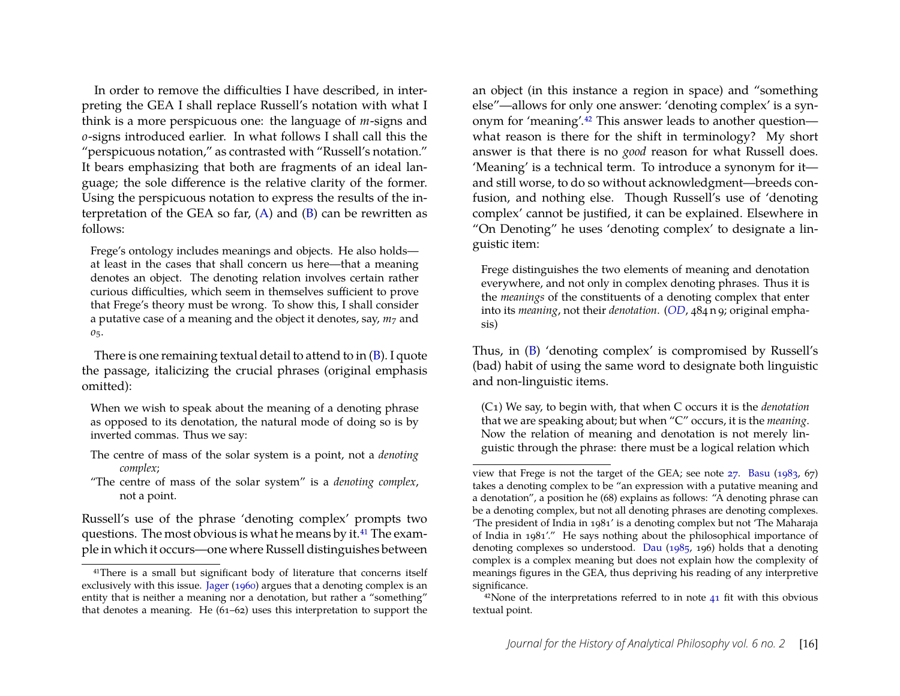In order to remove the difficulties I have described, in interpreting the GEA I shall replace Russell's notation with what I think is a more perspicuous one: the language of *m*-signs and *o*-signs introduced earlier. In what follows I shall call this the "perspicuous notation," as contrasted with "Russell's notation." It bears emphasizing that both are fragments of an ideal language; the sole difference is the relative clarity of the former. Using the perspicuous notation to express the results of the interpretation of the GEA so far, (A) and (B) can be rewritten as follows:

> Frege's ontology includes meanings and objects. He also holds—at least in the cases that shall concern us here—that a meaning denotes an object. The denoting relation involves certain rather curious difficulties, which seem in themselves sufficient to prove that Frege's theory must be wrong. To show this, I shall consider a putative case of a meaning and the object it denotes, say, $m_7$ and $o_5$.

There is one remaining textual detail to attend to in (B). I quote the passage, italicizing the crucial phrases (original emphasis omitted):

> When we wish to speak about the meaning of a denoting phrase as opposed to its denotation, the natural mode of doing so is by inverted commas. Thus we say:
>
> The centre of mass of the solar system is a point, not a *denoting complex*;
>
> "The centre of mass of the solar system" is a *denoting complex*, not a point.

Russell's use of the phrase 'denoting complex' prompts two questions. The most obvious is what he means by it.[41] The example in which it occurs—one where Russell distinguishes between an object (in this instance a region in space) and "something else"—allows for only one answer: 'denoting complex' is a synonym for 'meaning'.[42] This answer leads to another question—what reason is there for the shift in terminology? My short answer is that there is no *good* reason for what Russell does. 'Meaning' is a technical term. To introduce a synonym for it—and still worse, to do so without acknowledgment—breeds confusion, and nothing else. Though Russell's use of 'denoting complex' cannot be justified, it can be explained. Elsewhere in "On Denoting" he uses 'denoting complex' to designate a linguistic item:

> Frege distinguishes the two elements of meaning and denotation everywhere, and not only in complex denoting phrases. Thus it is the *meanings* of the constituents of a denoting complex that enter into its *meaning*, not their *denotation*. (*OD*, 484 n 9; original emphasis)

Thus, in (B) 'denoting complex' is compromised by Russell's (bad) habit of using the same word to designate both linguistic and non-linguistic items.

> (C1) We say, to begin with, that when C occurs it is the *denotation* that we are speaking about; but when "C" occurs, it is the *meaning*. Now the relation of meaning and denotation is not merely linguistic through the phrase: there must be a logical relation which

---

[41] There is a small but significant body of literature that concerns itself exclusively with this issue. Jager (1960) argues that a denoting complex is an entity that is neither a meaning nor a denotation, but rather a "something" that denotes a meaning. He (61–62) uses this interpretation to support the view that Frege is not the target of the GEA; see note 27. Basu (1983, 67) takes a denoting complex to be "an expression with a putative meaning and a denotation", a position he (68) explains as follows: "A denoting phrase can be a denoting complex, but not all denoting phrases are denoting complexes. 'The president of India in 1981' is a denoting complex but not 'The Maharaja of India in 1981'." He says nothing about the philosophical importance of denoting complexes so understood. Dau (1985, 196) holds that a denoting complex is a complex meaning but does not explain how the complexity of meanings figures in the GEA, thus depriving his reading of any interpretive significance.

[42] None of the interpretations referred to in note 41 fit with this obvious textual point.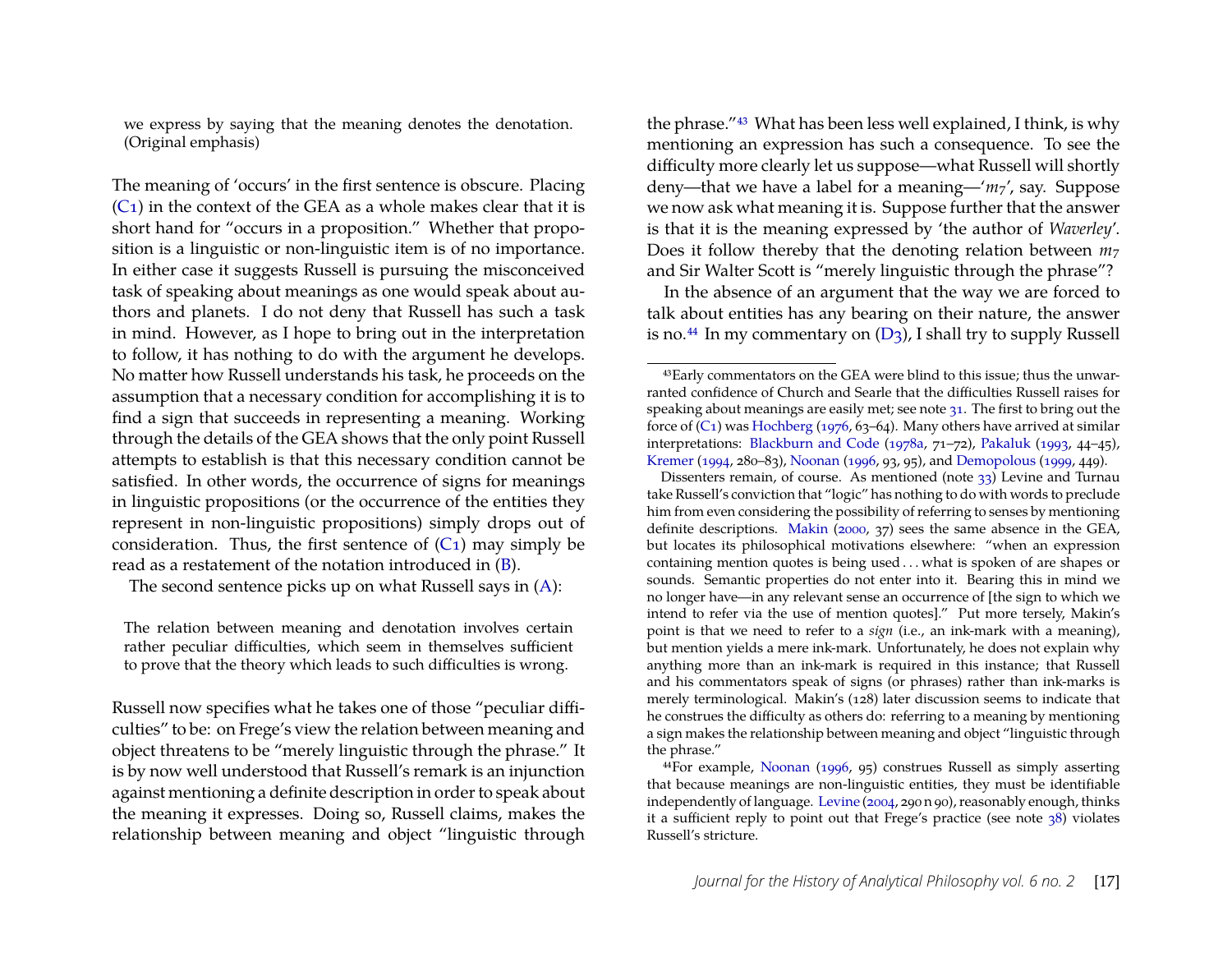> we express by saying that the meaning denotes the denotation. (Original emphasis)

The meaning of 'occurs' in the first sentence is obscure. Placing (C1) in the context of the GEA as a whole makes clear that it is short hand for "occurs in a proposition." Whether that proposition is a linguistic or non-linguistic item is of no importance. In either case it suggests Russell is pursuing the misconceived task of speaking about meanings as one would speak about authors and planets. I do not deny that Russell has such a task in mind. However, as I hope to bring out in the interpretation to follow, it has nothing to do with the argument he develops. No matter how Russell understands his task, he proceeds on the assumption that a necessary condition for accomplishing it is to find a sign that succeeds in representing a meaning. Working through the details of the GEA shows that the only point Russell attempts to establish is that this necessary condition cannot be satisfied. In other words, the occurrence of signs for meanings in linguistic propositions (or the occurrence of the entities they represent in non-linguistic propositions) simply drops out of consideration. Thus, the first sentence of (C1) may simply be read as a restatement of the notation introduced in (B).

The second sentence picks up on what Russell says in (A):

> The relation between meaning and denotation involves certain rather peculiar difficulties, which seem in themselves sufficient to prove that the theory which leads to such difficulties is wrong.

Russell now specifies what he takes one of those "peculiar difficulties" to be: on Frege's view the relation between meaning and object threatens to be "merely linguistic through the phrase." It is by now well understood that Russell's remark is an injunction against mentioning a definite description in order to speak about the meaning it expresses. Doing so, Russell claims, makes the relationship between meaning and object "linguistic through the phrase."[43] What has been less well explained, I think, is why mentioning an expression has such a consequence. To see the difficulty more clearly let us suppose—what Russell will shortly deny—that we have a label for a meaning—'$m_7$', say. Suppose we now ask what meaning it is. Suppose further that the answer is that it is the meaning expressed by 'the author of *Waverley*'. Does it follow thereby that the denoting relation between $m_7$ and Sir Walter Scott is "merely linguistic through the phrase"?

In the absence of an argument that the way we are forced to talk about entities has any bearing on their nature, the answer is no.[44] In my commentary on (D3), I shall try to supply Russell

---

[43] Early commentators on the GEA were blind to this issue; thus the unwarranted confidence of Church and Searle that the difficulties Russell raises for speaking about meanings are easily met; see note 31. The first to bring out the force of (C1) was Hochberg (1976, 63–64). Many others have arrived at similar interpretations: Blackburn and Code (1978a, 71–72), Pakaluk (1993, 44–45), Kremer (1994, 280–83), Noonan (1996, 93, 95), and Demopolous (1999, 449).

Dissenters remain, of course. As mentioned (note 33) Levine and Turnau take Russell's conviction that "logic" has nothing to do with words to preclude him from even considering the possibility of referring to senses by mentioning definite descriptions. Makin (2000, 37) sees the same absence in the GEA, but locates its philosophical motivations elsewhere: "when an expression containing mention quotes is being used . . . what is spoken of are shapes or sounds. Semantic properties do not enter into it. Bearing this in mind we no longer have—in any relevant sense an occurrence of [the sign to which we intend to refer via the use of mention quotes]." Put more tersely, Makin's point is that we need to refer to a *sign* (i.e., an ink-mark with a meaning), but mention yields a mere ink-mark. Unfortunately, he does not explain why anything more than an ink-mark is required in this instance; that Russell and his commentators speak of signs (or phrases) rather than ink-marks is merely terminological. Makin's (128) later discussion seems to indicate that he construes the difficulty as others do: referring to a meaning by mentioning a sign makes the relationship between meaning and object "linguistic through the phrase."

[44] For example, Noonan (1996, 95) construes Russell as simply asserting that because meanings are non-linguistic entities, they must be identifiable independently of language. Levine (2004, 290 n 90), reasonably enough, thinks it a sufficient reply to point out that Frege's practice (see note 38) violates Russell's stricture.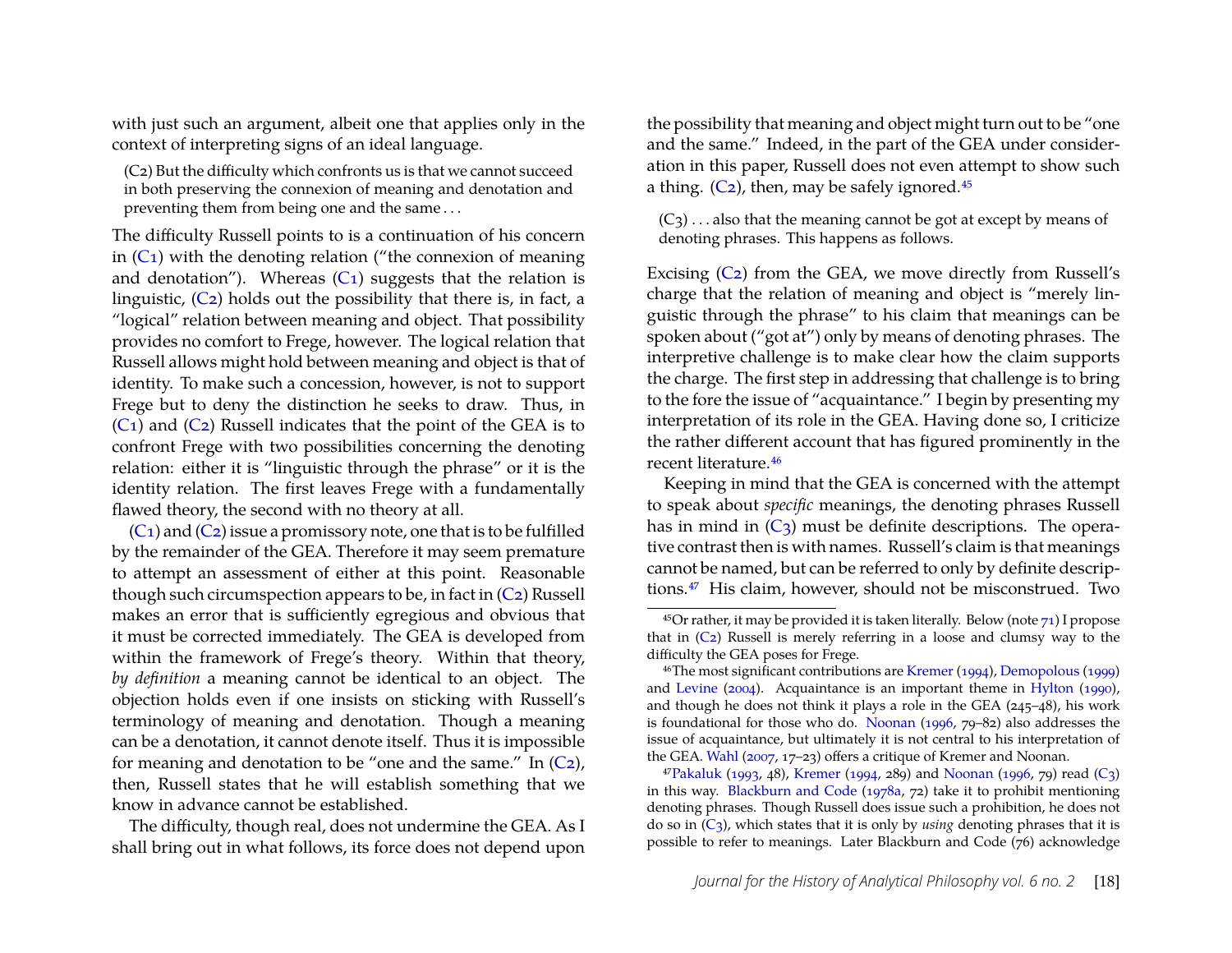with just such an argument, albeit one that applies only in the context of interpreting signs of an ideal language.

> (C2) But the difficulty which confronts us is that we cannot succeed in both preserving the connexion of meaning and denotation and preventing them from being one and the same . . .

The difficulty Russell points to is a continuation of his concern in (C1) with the denoting relation ("the connexion of meaning and denotation"). Whereas (C1) suggests that the relation is linguistic, (C2) holds out the possibility that there is, in fact, a "logical" relation between meaning and object. That possibility provides no comfort to Frege, however. The logical relation that Russell allows might hold between meaning and object is that of identity. To make such a concession, however, is not to support Frege but to deny the distinction he seeks to draw. Thus, in (C1) and (C2) Russell indicates that the point of the GEA is to confront Frege with two possibilities concerning the denoting relation: either it is "linguistic through the phrase" or it is the identity relation. The first leaves Frege with a fundamentally flawed theory, the second with no theory at all.

(C1) and (C2) issue a promissory note, one that is to be fulfilled by the remainder of the GEA. Therefore it may seem premature to attempt an assessment of either at this point. Reasonable though such circumspection appears to be, in fact in (C2) Russell makes an error that is sufficiently egregious and obvious that it must be corrected immediately. The GEA is developed from within the framework of Frege's theory. Within that theory, *by definition* a meaning cannot be identical to an object. The objection holds even if one insists on sticking with Russell's terminology of meaning and denotation. Though a meaning can be a denotation, it cannot denote itself. Thus it is impossible for meaning and denotation to be "one and the same." In (C2), then, Russell states that he will establish something that we know in advance cannot be established.

The difficulty, though real, does not undermine the GEA. As I shall bring out in what follows, its force does not depend upon the possibility that meaning and object might turn out to be "one and the same." Indeed, in the part of the GEA under consideration in this paper, Russell does not even attempt to show such a thing. (C2), then, may be safely ignored.[45]

> (C3) . . . also that the meaning cannot be got at except by means of denoting phrases. This happens as follows.

Excising (C2) from the GEA, we move directly from Russell's charge that the relation of meaning and object is "merely linguistic through the phrase" to his claim that meanings can be spoken about ("got at") only by means of denoting phrases. The interpretive challenge is to make clear how the claim supports the charge. The first step in addressing that challenge is to bring to the fore the issue of "acquaintance." I begin by presenting my interpretation of its role in the GEA. Having done so, I criticize the rather different account that has figured prominently in the recent literature.[46]

Keeping in mind that the GEA is concerned with the attempt to speak about *specific* meanings, the denoting phrases Russell has in mind in (C3) must be definite descriptions. The operative contrast then is with names. Russell's claim is that meanings cannot be named, but can be referred to only by definite descriptions.[47] His claim, however, should not be misconstrued. Two

[45] Or rather, it may be provided it is taken literally. Below (note 71) I propose that in (C2) Russell is merely referring in a loose and clumsy way to the difficulty the GEA poses for Frege.

[46] The most significant contributions are Kremer (1994), Demopolous (1999) and Levine (2004). Acquaintance is an important theme in Hylton (1990), and though he does not think it plays a role in the GEA (245–48), his work is foundational for those who do. Noonan (1996, 79–82) also addresses the issue of acquaintance, but ultimately it is not central to his interpretation of the GEA. Wahl (2007, 17–23) offers a critique of Kremer and Noonan.

[47] Pakaluk (1993, 48), Kremer (1994, 289) and Noonan (1996, 79) read (C3) in this way. Blackburn and Code (1978a, 72) take it to prohibit mentioning denoting phrases. Though Russell does issue such a prohibition, he does not do so in (C3), which states that it is only by *using* denoting phrases that it is possible to refer to meanings. Later Blackburn and Code (76) acknowledge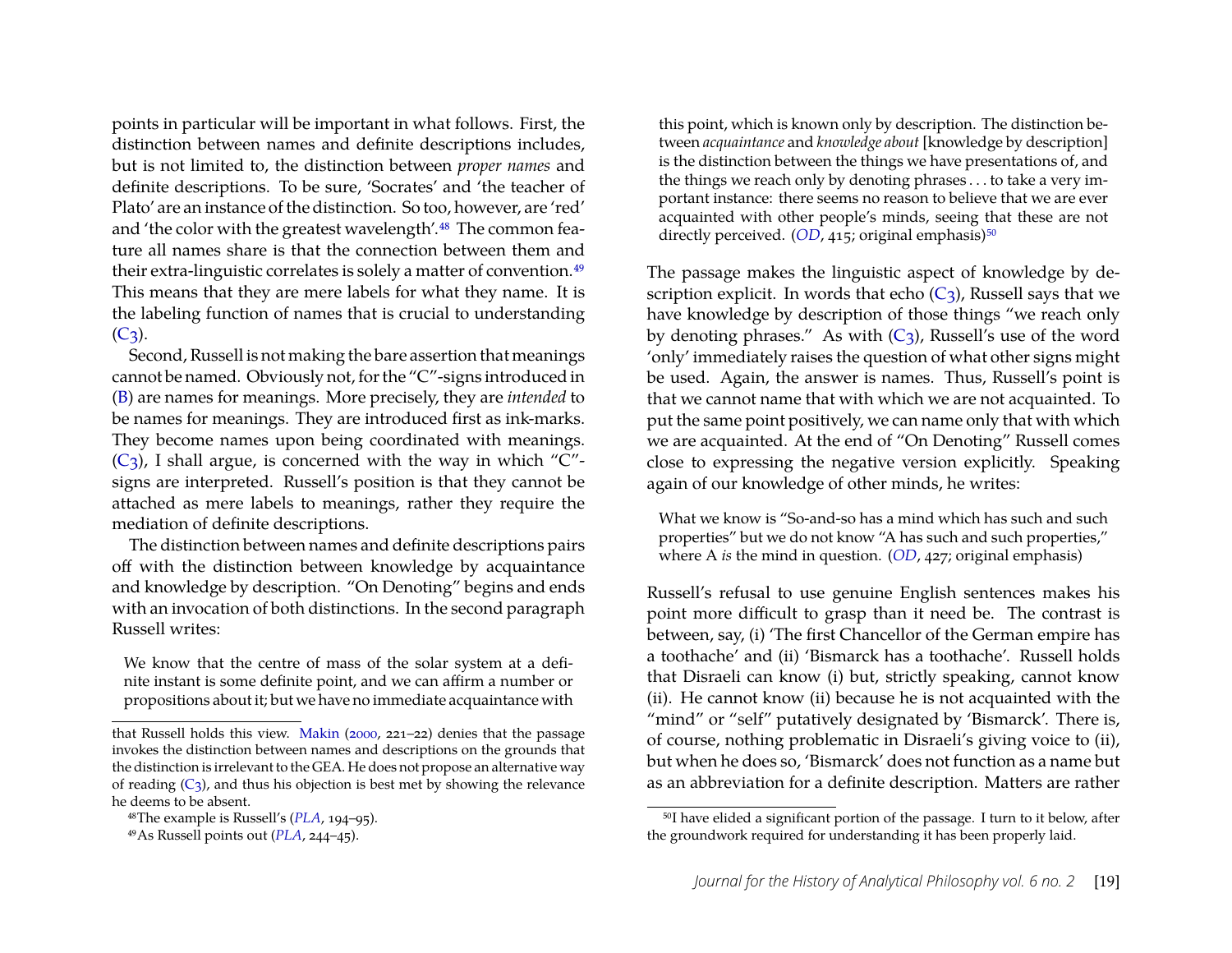points in particular will be important in what follows. First, the distinction between names and definite descriptions includes, but is not limited to, the distinction between *proper names* and definite descriptions. To be sure, 'Socrates' and 'the teacher of Plato' are an instance of the distinction. So too, however, are 'red' and 'the color with the greatest wavelength'.[48] The common feature all names share is that the connection between them and their extra-linguistic correlates is solely a matter of convention.[49] This means that they are mere labels for what they name. It is the labeling function of names that is crucial to understanding (C3).

Second, Russell is not making the bare assertion that meanings cannot be named. Obviously not, for the "C"-signs introduced in (B) are names for meanings. More precisely, they are *intended* to be names for meanings. They are introduced first as ink-marks. They become names upon being coordinated with meanings. (C3), I shall argue, is concerned with the way in which "C"-signs are interpreted. Russell's position is that they cannot be attached as mere labels to meanings, rather they require the mediation of definite descriptions.

The distinction between names and definite descriptions pairs off with the distinction between knowledge by acquaintance and knowledge by description. "On Denoting" begins and ends with an invocation of both distinctions. In the second paragraph Russell writes:

> We know that the centre of mass of the solar system at a definite instant is some definite point, and we can affirm a number or propositions about it; but we have no immediate acquaintance with this point, which is known only by description. The distinction between *acquaintance* and *knowledge about* [knowledge by description] is the distinction between the things we have presentations of, and the things we reach only by denoting phrases . . . to take a very important instance: there seems no reason to believe that we are ever acquainted with other people's minds, seeing that these are not directly perceived. (*OD*, 415; original emphasis)[50]

The passage makes the linguistic aspect of knowledge by description explicit. In words that echo (C3), Russell says that we have knowledge by description of those things "we reach only by denoting phrases." As with (C3), Russell's use of the word 'only' immediately raises the question of what other signs might be used. Again, the answer is names. Thus, Russell's point is that we cannot name that with which we are not acquainted. To put the same point positively, we can name only that with which we are acquainted. At the end of "On Denoting" Russell comes close to expressing the negative version explicitly. Speaking again of our knowledge of other minds, he writes:

> What we know is "So-and-so has a mind which has such and such properties" but we do not know "A has such and such properties," where A *is* the mind in question. (*OD*, 427; original emphasis)

Russell's refusal to use genuine English sentences makes his point more difficult to grasp than it need be. The contrast is between, say, (i) 'The first Chancellor of the German empire has a toothache' and (ii) 'Bismarck has a toothache'. Russell holds that Disraeli can know (i) but, strictly speaking, cannot know (ii). He cannot know (ii) because he is not acquainted with the "mind" or "self" putatively designated by 'Bismarck'. There is, of course, nothing problematic in Disraeli's giving voice to (ii), but when he does so, 'Bismarck' does not function as a name but as an abbreviation for a definite description. Matters are rather

---

that Russell holds this view. Makin (2000, 221–22) denies that the passage invokes the distinction between names and descriptions on the grounds that the distinction is irrelevant to the GEA. He does not propose an alternative way of reading (C3), and thus his objection is best met by showing the relevance he deems to be absent.

[48] The example is Russell's (*PLA*, 194–95).

[49] As Russell points out (*PLA*, 244–45).

[50] I have elided a significant portion of the passage. I turn to it below, after the groundwork required for understanding it has been properly laid.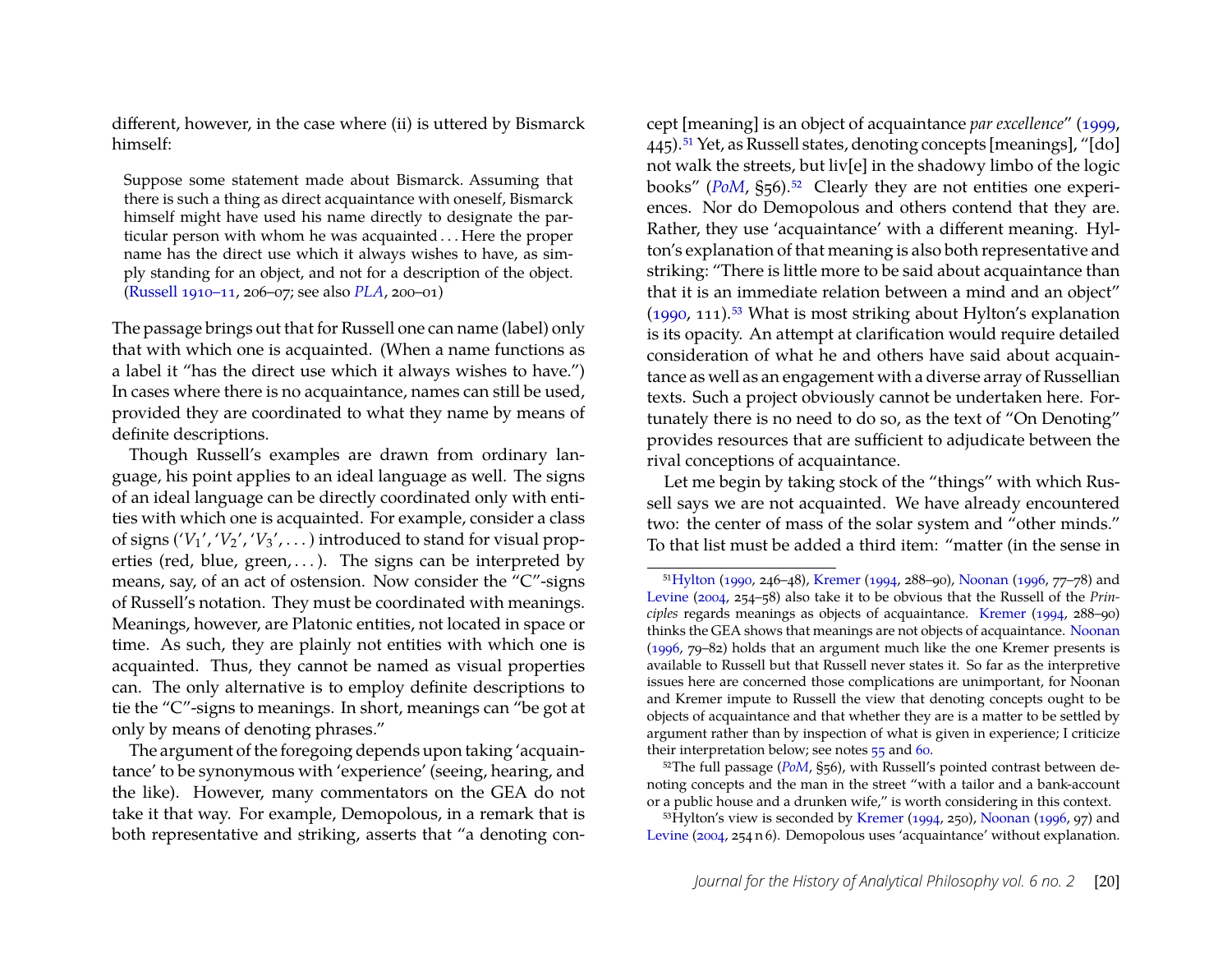different, however, in the case where (ii) is uttered by Bismarck himself:

> Suppose some statement made about Bismarck. Assuming that there is such a thing as direct acquaintance with oneself, Bismarck himself might have used his name directly to designate the particular person with whom he was acquainted . . . Here the proper name has the direct use which it always wishes to have, as simply standing for an object, and not for a description of the object. (Russell 1910–11, 206–07; see also *PLA*, 200–01)

The passage brings out that for Russell one can name (label) only that with which one is acquainted. (When a name functions as a label it "has the direct use which it always wishes to have.") In cases where there is no acquaintance, names can still be used, provided they are coordinated to what they name by means of definite descriptions.

Though Russell's examples are drawn from ordinary language, his point applies to an ideal language as well. The signs of an ideal language can be directly coordinated only with entities with which one is acquainted. For example, consider a class of signs ('$V_1$', '$V_2$', '$V_3$', . . . ) introduced to stand for visual properties (red, blue, green, . . . ). The signs can be interpreted by means, say, of an act of ostension. Now consider the "C"-signs of Russell's notation. They must be coordinated with meanings. Meanings, however, are Platonic entities, not located in space or time. As such, they are plainly not entities with which one is acquainted. Thus, they cannot be named as visual properties can. The only alternative is to employ definite descriptions to tie the "C"-signs to meanings. In short, meanings can "be got at only by means of denoting phrases."

The argument of the foregoing depends upon taking 'acquaintance' to be synonymous with 'experience' (seeing, hearing, and the like). However, many commentators on the GEA do not take it that way. For example, Demopolous, in a remark that is both representative and striking, asserts that "a denoting concept [meaning] is an object of acquaintance *par excellence*" (1999, 445).[51] Yet, as Russell states, denoting concepts [meanings], "[do] not walk the streets, but liv[e] in the shadowy limbo of the logic books" (*PoM*, §56).[52] Clearly they are not entities one experiences. Nor do Demopolous and others contend that they are. Rather, they use 'acquaintance' with a different meaning. Hylton's explanation of that meaning is also both representative and striking: "There is little more to be said about acquaintance than that it is an immediate relation between a mind and an object" (1990, 111).[53] What is most striking about Hylton's explanation is its opacity. An attempt at clarification would require detailed consideration of what he and others have said about acquaintance as well as an engagement with a diverse array of Russellian texts. Such a project obviously cannot be undertaken here. Fortunately there is no need to do so, as the text of "On Denoting" provides resources that are sufficient to adjudicate between the rival conceptions of acquaintance.

Let me begin by taking stock of the "things" with which Russell says we are not acquainted. We have already encountered two: the center of mass of the solar system and "other minds." To that list must be added a third item: "matter (in the sense in

---

[51] Hylton (1990, 246–48), Kremer (1994, 288–90), Noonan (1996, 77–78) and Levine (2004, 254–58) also take it to be obvious that the Russell of the *Principles* regards meanings as objects of acquaintance. Kremer (1994, 288–90) thinks the GEA shows that meanings are not objects of acquaintance. Noonan (1996, 79–82) holds that an argument much like the one Kremer presents is available to Russell but that Russell never states it. So far as the interpretive issues here are concerned those complications are unimportant, for Noonan and Kremer impute to Russell the view that denoting concepts ought to be objects of acquaintance and that whether they are is a matter to be settled by argument rather than by inspection of what is given in experience; I criticize their interpretation below; see notes 55 and 60.

[52] The full passage (*PoM*, §56), with Russell's pointed contrast between denoting concepts and the man in the street "with a tailor and a bank-account or a public house and a drunken wife," is worth considering in this context.

[53] Hylton's view is seconded by Kremer (1994, 250), Noonan (1996, 97) and Levine (2004, 254 n 6). Demopolous uses 'acquaintance' without explanation.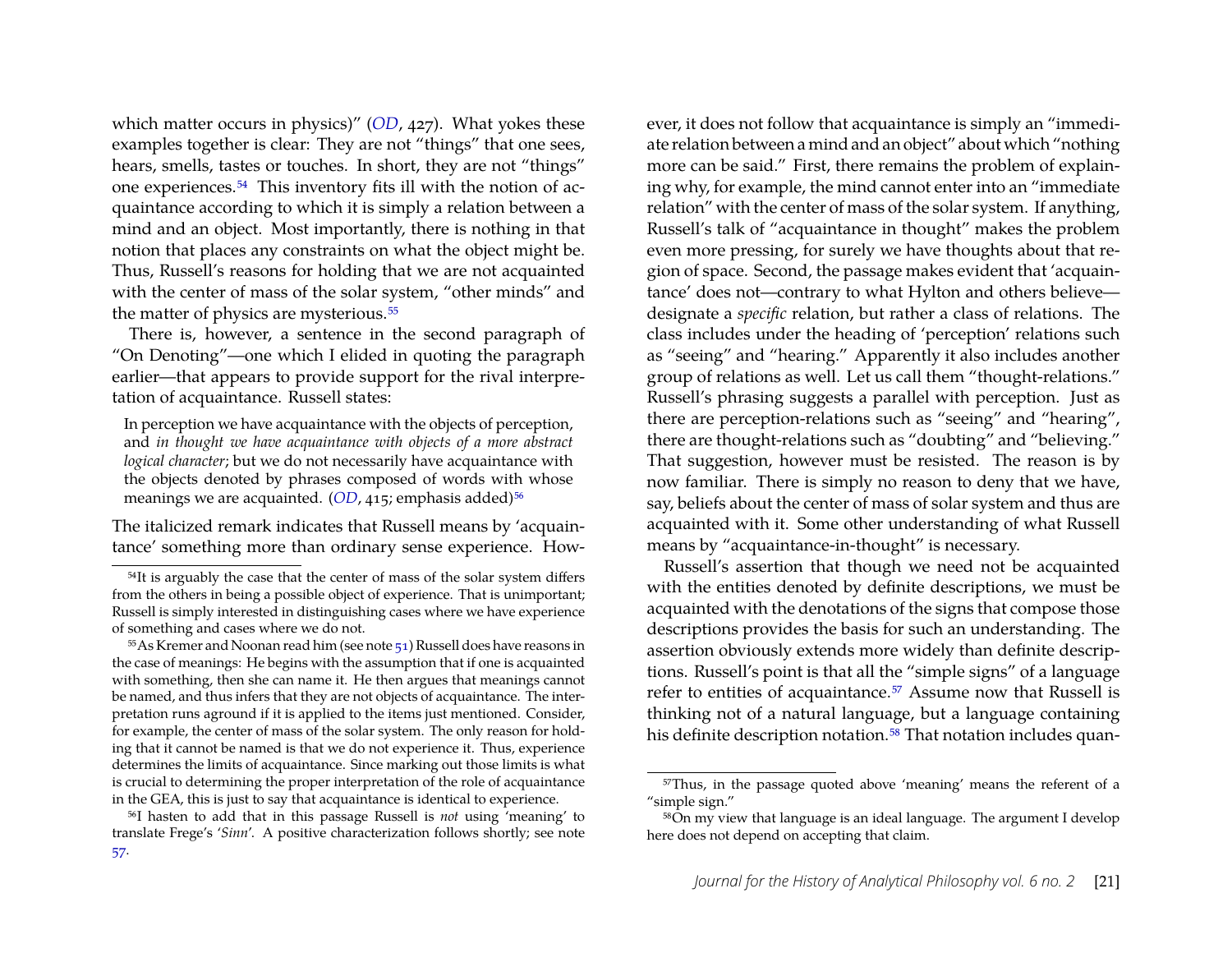which matter occurs in physics)" (*OD*, 427). What yokes these examples together is clear: They are not "things" that one sees, hears, smells, tastes or touches. In short, they are not "things" one experiences.[54] This inventory fits ill with the notion of acquaintance according to which it is simply a relation between a mind and an object. Most importantly, there is nothing in that notion that places any constraints on what the object might be. Thus, Russell's reasons for holding that we are not acquainted with the center of mass of the solar system, "other minds" and the matter of physics are mysterious.[55]

There is, however, a sentence in the second paragraph of "On Denoting"—one which I elided in quoting the paragraph earlier—that appears to provide support for the rival interpretation of acquaintance. Russell states:

> In perception we have acquaintance with the objects of perception, and *in thought we have acquaintance with objects of a more abstract logical character*; but we do not necessarily have acquaintance with the objects denoted by phrases composed of words with whose meanings we are acquainted. (*OD*, 415; emphasis added)[56]

The italicized remark indicates that Russell means by 'acquaintance' something more than ordinary sense experience. However, it does not follow that acquaintance is simply an "immediate relation between a mind and an object" about which "nothing more can be said." First, there remains the problem of explaining why, for example, the mind cannot enter into an "immediate relation" with the center of mass of the solar system. If anything, Russell's talk of "acquaintance in thought" makes the problem even more pressing, for surely we have thoughts about that region of space. Second, the passage makes evident that 'acquaintance' does not—contrary to what Hylton and others believe—designate a *specific* relation, but rather a class of relations. The class includes under the heading of 'perception' relations such as "seeing" and "hearing." Apparently it also includes another group of relations as well. Let us call them "thought-relations." Russell's phrasing suggests a parallel with perception. Just as there are perception-relations such as "seeing" and "hearing", there are thought-relations such as "doubting" and "believing." That suggestion, however must be resisted. The reason is by now familiar. There is simply no reason to deny that we have, say, beliefs about the center of mass of solar system and thus are acquainted with it. Some other understanding of what Russell means by "acquaintance-in-thought" is necessary.

Russell's assertion that though we need not be acquainted with the entities denoted by definite descriptions, we must be acquainted with the denotations of the signs that compose those descriptions provides the basis for such an understanding. The assertion obviously extends more widely than definite descriptions. Russell's point is that all the "simple signs" of a language refer to entities of acquaintance.[57] Assume now that Russell is thinking not of a natural language, but a language containing his definite description notation.[58] That notation includes quan-

---

[54] It is arguably the case that the center of mass of the solar system differs from the others in being a possible object of experience. That is unimportant; Russell is simply interested in distinguishing cases where we have experience of something and cases where we do not.

[55] As Kremer and Noonan read him (see note 51) Russell does have reasons in the case of meanings: He begins with the assumption that if one is acquainted with something, then she can name it. He then argues that meanings cannot be named, and thus infers that they are not objects of acquaintance. The interpretation runs aground if it is applied to the items just mentioned. Consider, for example, the center of mass of the solar system. The only reason for holding that it cannot be named is that we do not experience it. Thus, experience determines the limits of acquaintance. Since marking out those limits is what is crucial to determining the proper interpretation of the role of acquaintance in the GEA, this is just to say that acquaintance is identical to experience.

[56] I hasten to add that in this passage Russell is *not* using 'meaning' to translate Frege's '*Sinn*'. A positive characterization follows shortly; see note 57.

[57] Thus, in the passage quoted above 'meaning' means the referent of a "simple sign."

[58] On my view that language is an ideal language. The argument I develop here does not depend on accepting that claim.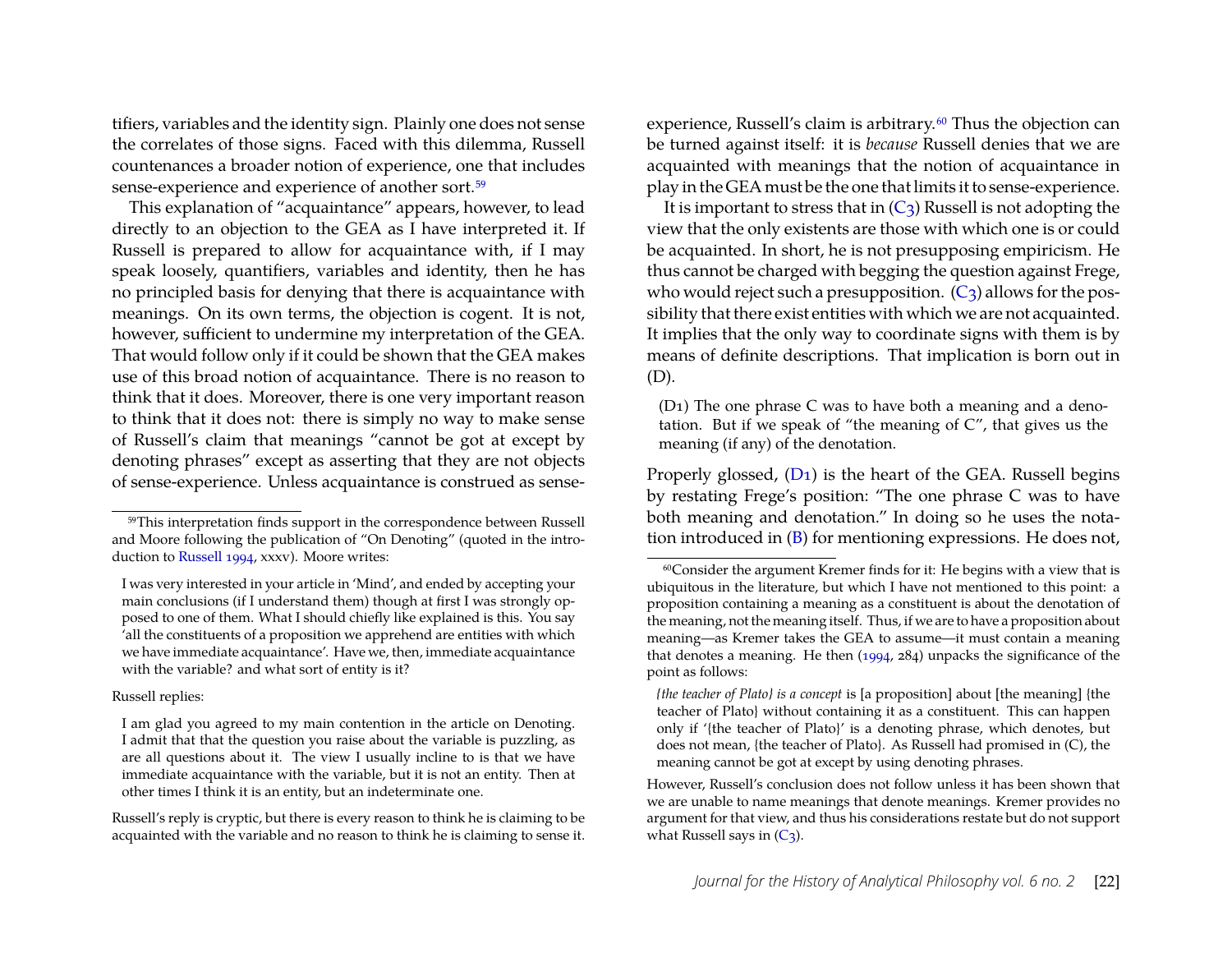tifiers, variables and the identity sign. Plainly one does not sense the correlates of those signs. Faced with this dilemma, Russell countenances a broader notion of experience, one that includes sense-experience and experience of another sort.[59]

This explanation of "acquaintance" appears, however, to lead directly to an objection to the GEA as I have interpreted it. If Russell is prepared to allow for acquaintance with, if I may speak loosely, quantifiers, variables and identity, then he has no principled basis for denying that there is acquaintance with meanings. On its own terms, the objection is cogent. It is not, however, sufficient to undermine my interpretation of the GEA. That would follow only if it could be shown that the GEA makes use of this broad notion of acquaintance. There is no reason to think that it does. Moreover, there is one very important reason to think that it does not: there is simply no way to make sense of Russell's claim that meanings "cannot be got at except by denoting phrases" except as asserting that they are not objects of sense-experience. Unless acquaintance is construed as sense-experience, Russell's claim is arbitrary.[60] Thus the objection can be turned against itself: it is *because* Russell denies that we are acquainted with meanings that the notion of acquaintance in play in the GEA must be the one that limits it to sense-experience.

It is important to stress that in (C3) Russell is not adopting the view that the only existents are those with which one is or could be acquainted. In short, he is not presupposing empiricism. He thus cannot be charged with begging the question against Frege, who would reject such a presupposition. (C3) allows for the possibility that there exist entities with which we are not acquainted. It implies that the only way to coordinate signs with them is by means of definite descriptions. That implication is born out in (D).

> (D1) The one phrase C was to have both a meaning and a denotation. But if we speak of "the meaning of C", that gives us the meaning (if any) of the denotation.

Properly glossed, (D1) is the heart of the GEA. Russell begins by restating Frege's position: "The one phrase C was to have both meaning and denotation." In doing so he uses the notation introduced in (B) for mentioning expressions. He does not,

---

[59] This interpretation finds support in the correspondence between Russell and Moore following the publication of "On Denoting" (quoted in the introduction to Russell 1994, xxxv). Moore writes:

> I was very interested in your article in 'Mind', and ended by accepting your main conclusions (if I understand them) though at first I was strongly opposed to one of them. What I should chiefly like explained is this. You say 'all the constituents of a proposition we apprehend are entities with which we have immediate acquaintance'. Have we, then, immediate acquaintance with the variable? and what sort of entity is it?

Russell replies:

> I am glad you agreed to my main contention in the article on Denoting. I admit that that the question you raise about the variable is puzzling, as are all questions about it. The view I usually incline to is that we have immediate acquaintance with the variable, but it is not an entity. Then at other times I think it is an entity, but an indeterminate one.

Russell's reply is cryptic, but there is every reason to think he is claiming to be acquainted with the variable and no reason to think he is claiming to sense it.

[60] Consider the argument Kremer finds for it: He begins with a view that is ubiquitous in the literature, but which I have not mentioned to this point: a proposition containing a meaning as a constituent is about the denotation of the meaning, not the meaning itself. Thus, if we are to have a proposition about meaning—as Kremer takes the GEA to assume—it must contain a meaning that denotes a meaning. He then (1994, 284) unpacks the significance of the point as follows:

> *{the teacher of Plato} is a concept* is [a proposition] about [the meaning] {the teacher of Plato} without containing it as a constituent. This can happen only if '{the teacher of Plato}' is a denoting phrase, which denotes, but does not mean, {the teacher of Plato}. As Russell had promised in (C), the meaning cannot be got at except by using denoting phrases.

However, Russell's conclusion does not follow unless it has been shown that we are unable to name meanings that denote meanings. Kremer provides no argument for that view, and thus his considerations restate but do not support what Russell says in (C3).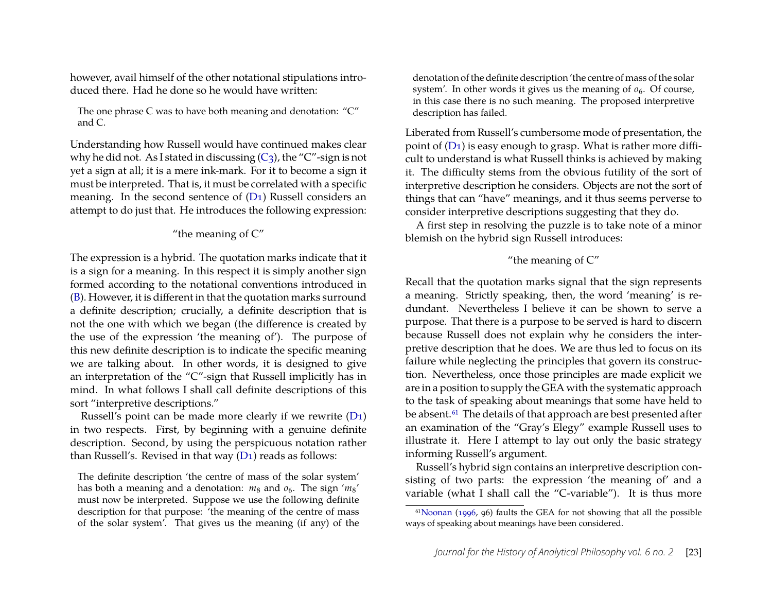however, avail himself of the other notational stipulations introduced there. Had he done so he would have written:

> The one phrase C was to have both meaning and denotation: "C" and C.

Understanding how Russell would have continued makes clear why he did not. As I stated in discussing (C3), the "C"-sign is not yet a sign at all; it is a mere ink-mark. For it to become a sign it must be interpreted. That is, it must be correlated with a specific meaning. In the second sentence of (D1) Russell considers an attempt to do just that. He introduces the following expression:

"the meaning of C"

The expression is a hybrid. The quotation marks indicate that it is a sign for a meaning. In this respect it is simply another sign formed according to the notational conventions introduced in (B). However, it is different in that the quotation marks surround a definite description; crucially, a definite description that is not the one with which we began (the difference is created by the use of the expression 'the meaning of'). The purpose of this new definite description is to indicate the specific meaning we are talking about. In other words, it is designed to give an interpretation of the "C"-sign that Russell implicitly has in mind. In what follows I shall call definite descriptions of this sort "interpretive descriptions."

Russell's point can be made more clearly if we rewrite (D1) in two respects. First, by beginning with a genuine definite description. Second, by using the perspicuous notation rather than Russell's. Revised in that way (D1) reads as follows:

> The definite description 'the centre of mass of the solar system' has both a meaning and a denotation: $m_8$ and $o_6$. The sign '$m_8$' must now be interpreted. Suppose we use the following definite description for that purpose: 'the meaning of the centre of mass of the solar system'. That gives us the meaning (if any) of the denotation of the definite description 'the centre of mass of the solar system'. In other words it gives us the meaning of $o_6$. Of course, in this case there is no such meaning. The proposed interpretive description has failed.

Liberated from Russell's cumbersome mode of presentation, the point of (D1) is easy enough to grasp. What is rather more difficult to understand is what Russell thinks is achieved by making it. The difficulty stems from the obvious futility of the sort of interpretive description he considers. Objects are not the sort of things that can "have" meanings, and it thus seems perverse to consider interpretive descriptions suggesting that they do.

A first step in resolving the puzzle is to take note of a minor blemish on the hybrid sign Russell introduces:

"the meaning of C"

Recall that the quotation marks signal that the sign represents a meaning. Strictly speaking, then, the word 'meaning' is redundant. Nevertheless I believe it can be shown to serve a purpose. That there is a purpose to be served is hard to discern because Russell does not explain why he considers the interpretive description that he does. We are thus led to focus on its failure while neglecting the principles that govern its construction. Nevertheless, once those principles are made explicit we are in a position to supply the GEA with the systematic approach to the task of speaking about meanings that some have held to be absent.[61] The details of that approach are best presented after an examination of the "Gray's Elegy" example Russell uses to illustrate it. Here I attempt to lay out only the basic strategy informing Russell's argument.

Russell's hybrid sign contains an interpretive description consisting of two parts: the expression 'the meaning of' and a variable (what I shall call the "C-variable"). It is thus more

[61] Noonan (1996, 96) faults the GEA for not showing that all the possible ways of speaking about meanings have been considered.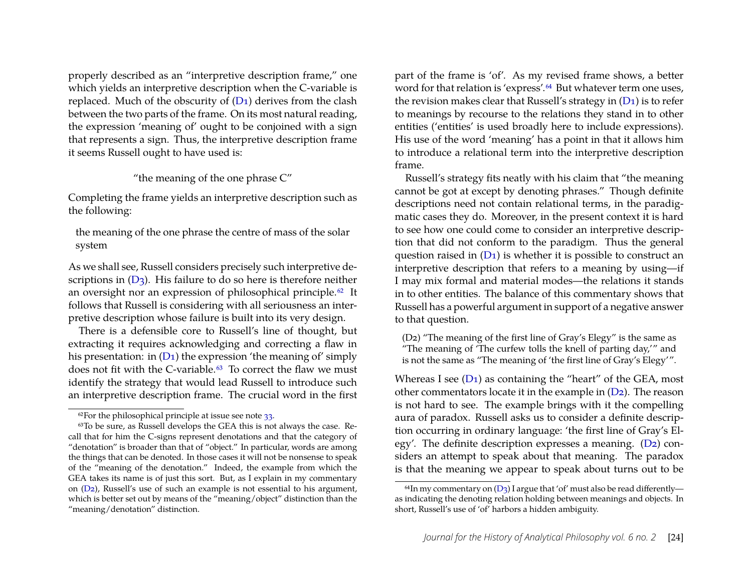properly described as an "interpretive description frame," one which yields an interpretive description when the C-variable is replaced. Much of the obscurity of (D1) derives from the clash between the two parts of the frame. On its most natural reading, the expression 'meaning of' ought to be conjoined with a sign that represents a sign. Thus, the interpretive description frame it seems Russell ought to have used is:

"the meaning of the one phrase C"

Completing the frame yields an interpretive description such as the following:

> the meaning of the one phrase the centre of mass of the solar system

As we shall see, Russell considers precisely such interpretive descriptions in (D3). His failure to do so here is therefore neither an oversight nor an expression of philosophical principle.[62] It follows that Russell is considering with all seriousness an interpretive description whose failure is built into its very design.

There is a defensible core to Russell's line of thought, but extracting it requires acknowledging and correcting a flaw in his presentation: in (D1) the expression 'the meaning of' simply does not fit with the C-variable.[63] To correct the flaw we must identify the strategy that would lead Russell to introduce such an interpretive description frame. The crucial word in the first part of the frame is 'of'. As my revised frame shows, a better word for that relation is 'express'.[64] But whatever term one uses, the revision makes clear that Russell's strategy in (D1) is to refer to meanings by recourse to the relations they stand in to other entities ('entities' is used broadly here to include expressions). His use of the word 'meaning' has a point in that it allows him to introduce a relational term into the interpretive description frame.

Russell's strategy fits neatly with his claim that "the meaning cannot be got at except by denoting phrases." Though definite descriptions need not contain relational terms, in the paradigmatic cases they do. Moreover, in the present context it is hard to see how one could come to consider an interpretive description that did not conform to the paradigm. Thus the general question raised in (D1) is whether it is possible to construct an interpretive description that refers to a meaning by using—if I may mix formal and material modes—the relations it stands in to other entities. The balance of this commentary shows that Russell has a powerful argument in support of a negative answer to that question.

> (D2) "The meaning of the first line of Gray's Elegy" is the same as "The meaning of 'The curfew tolls the knell of parting day,'" and is not the same as "The meaning of 'the first line of Gray's Elegy'".

Whereas I see (D1) as containing the "heart" of the GEA, most other commentators locate it in the example in (D2). The reason is not hard to see. The example brings with it the compelling aura of paradox. Russell asks us to consider a definite description occurring in ordinary language: 'the first line of Gray's Elegy'. The definite description expresses a meaning. (D2) considers an attempt to speak about that meaning. The paradox is that the meaning we appear to speak about turns out to be

[62] For the philosophical principle at issue see note 33.

[63] To be sure, as Russell develops the GEA this is not always the case. Recall that for him the C-signs represent denotations and that the category of "denotation" is broader than that of "object." In particular, words are among the things that can be denoted. In those cases it will not be nonsense to speak of the "meaning of the denotation." Indeed, the example from which the GEA takes its name is of just this sort. But, as I explain in my commentary on (D2), Russell's use of such an example is not essential to his argument, which is better set out by means of the "meaning/object" distinction than the "meaning/denotation" distinction.

[64] In my commentary on (D3) I argue that 'of' must also be read differently—as indicating the denoting relation holding between meanings and objects. In short, Russell's use of 'of' harbors a hidden ambiguity.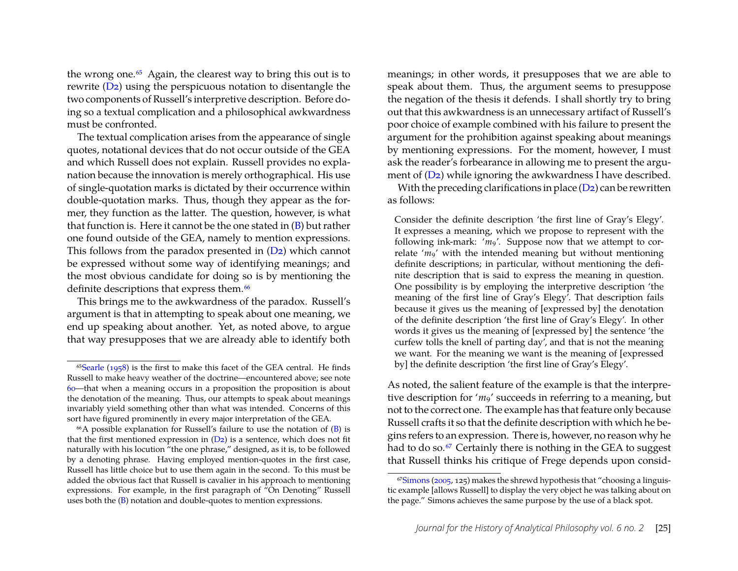the wrong one.[65] Again, the clearest way to bring this out is to rewrite (D2) using the perspicuous notation to disentangle the two components of Russell's interpretive description. Before doing so a textual complication and a philosophical awkwardness must be confronted.

The textual complication arises from the appearance of single quotes, notational devices that do not occur outside of the GEA and which Russell does not explain. Russell provides no explanation because the innovation is merely orthographical. His use of single-quotation marks is dictated by their occurrence within double-quotation marks. Thus, though they appear as the former, they function as the latter. The question, however, is what that function is. Here it cannot be the one stated in (B) but rather one found outside of the GEA, namely to mention expressions. This follows from the paradox presented in (D2) which cannot be expressed without some way of identifying meanings; and the most obvious candidate for doing so is by mentioning the definite descriptions that express them.[66]

This brings me to the awkwardness of the paradox. Russell's argument is that in attempting to speak about one meaning, we end up speaking about another. Yet, as noted above, to argue that way presupposes that we are already able to identify both meanings; in other words, it presupposes that we are able to speak about them. Thus, the argument seems to presuppose the negation of the thesis it defends. I shall shortly try to bring out that this awkwardness is an unnecessary artifact of Russell's poor choice of example combined with his failure to present the argument for the prohibition against speaking about meanings by mentioning expressions. For the moment, however, I must ask the reader's forbearance in allowing me to present the argument of (D2) while ignoring the awkwardness I have described.

With the preceding clarifications in place (D2) can be rewritten as follows:

> Consider the definite description 'the first line of Gray's Elegy'. It expresses a meaning, which we propose to represent with the following ink-mark: '$m_9$'. Suppose now that we attempt to correlate '$m_9$' with the intended meaning but without mentioning definite descriptions; in particular, without mentioning the definite description that is said to express the meaning in question. One possibility is by employing the interpretive description 'the meaning of the first line of Gray's Elegy'. That description fails because it gives us the meaning of [expressed by] the denotation of the definite description 'the first line of Gray's Elegy'. In other words it gives us the meaning of [expressed by] the sentence 'the curfew tolls the knell of parting day', and that is not the meaning we want. For the meaning we want is the meaning of [expressed by] the definite description 'the first line of Gray's Elegy'.

As noted, the salient feature of the example is that the interpretive description for '$m_9$' succeeds in referring to a meaning, but not to the correct one. The example has that feature only because Russell crafts it so that the definite description with which he begins refers to an expression. There is, however, no reason why he had to do so.[67] Certainly there is nothing in the GEA to suggest that Russell thinks his critique of Frege depends upon consid-

---

[65] Searle (1958) is the first to make this facet of the GEA central. He finds Russell to make heavy weather of the doctrine—encountered above; see note 60—that when a meaning occurs in a proposition the proposition is about the denotation of the meaning. Thus, our attempts to speak about meanings invariably yield something other than what was intended. Concerns of this sort have figured prominently in every major interpretation of the GEA.

[66] A possible explanation for Russell's failure to use the notation of (B) is that the first mentioned expression in (D2) is a sentence, which does not fit naturally with his locution "the one phrase," designed, as it is, to be followed by a denoting phrase. Having employed mention-quotes in the first case, Russell has little choice but to use them again in the second. To this must be added the obvious fact that Russell is cavalier in his approach to mentioning expressions. For example, in the first paragraph of "On Denoting" Russell uses both the (B) notation and double-quotes to mention expressions.

[67] Simons (2005, 125) makes the shrewd hypothesis that "choosing a linguistic example [allows Russell] to display the very object he was talking about on the page." Simons achieves the same purpose by the use of a black spot.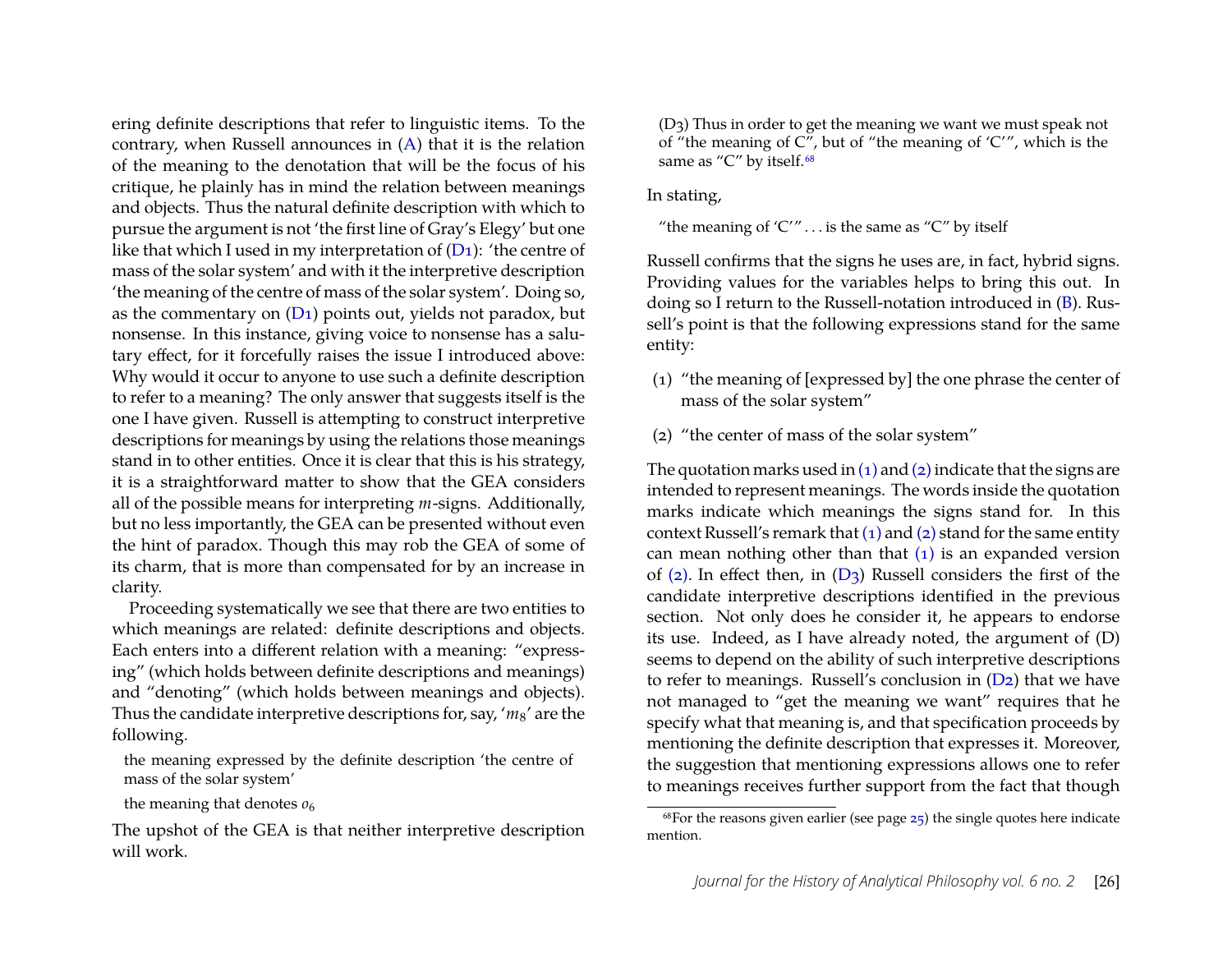ering definite descriptions that refer to linguistic items. To the contrary, when Russell announces in (A) that it is the relation of the meaning to the denotation that will be the focus of his critique, he plainly has in mind the relation between meanings and objects. Thus the natural definite description with which to pursue the argument is not 'the first line of Gray's Elegy' but one like that which I used in my interpretation of (D1): 'the centre of mass of the solar system' and with it the interpretive description 'the meaning of the centre of mass of the solar system'. Doing so, as the commentary on (D1) points out, yields not paradox, but nonsense. In this instance, giving voice to nonsense has a salutary effect, for it forcefully raises the issue I introduced above: Why would it occur to anyone to use such a definite description to refer to a meaning? The only answer that suggests itself is the one I have given. Russell is attempting to construct interpretive descriptions for meanings by using the relations those meanings stand in to other entities. Once it is clear that this is his strategy, it is a straightforward matter to show that the GEA considers all of the possible means for interpreting *m*-signs. Additionally, but no less importantly, the GEA can be presented without even the hint of paradox. Though this may rob the GEA of some of its charm, that is more than compensated for by an increase in clarity.

Proceeding systematically we see that there are two entities to which meanings are related: definite descriptions and objects. Each enters into a different relation with a meaning: "expressing" (which holds between definite descriptions and meanings) and "denoting" (which holds between meanings and objects). Thus the candidate interpretive descriptions for, say, '$m_8$' are the following.

> the meaning expressed by the definite description 'the centre of mass of the solar system'
>
> the meaning that denotes $o_6$

The upshot of the GEA is that neither interpretive description will work.

> (D3) Thus in order to get the meaning we want we must speak not of "the meaning of C", but of "the meaning of 'C'", which is the same as "C" by itself.[68]

In stating,

> "the meaning of 'C'" . . . is the same as "C" by itself

Russell confirms that the signs he uses are, in fact, hybrid signs. Providing values for the variables helps to bring this out. In doing so I return to the Russell-notation introduced in (B). Russell's point is that the following expressions stand for the same entity:

(1) "the meaning of [expressed by] the one phrase the center of mass of the solar system"

(2) "the center of mass of the solar system"

The quotation marks used in (1) and (2) indicate that the signs are intended to represent meanings. The words inside the quotation marks indicate which meanings the signs stand for. In this context Russell's remark that (1) and (2) stand for the same entity can mean nothing other than that (1) is an expanded version of (2). In effect then, in (D3) Russell considers the first of the candidate interpretive descriptions identified in the previous section. Not only does he consider it, he appears to endorse its use. Indeed, as I have already noted, the argument of (D) seems to depend on the ability of such interpretive descriptions to refer to meanings. Russell's conclusion in (D2) that we have not managed to "get the meaning we want" requires that he specify what that meaning is, and that specification proceeds by mentioning the definite description that expresses it. Moreover, the suggestion that mentioning expressions allows one to refer to meanings receives further support from the fact that though

[68] For the reasons given earlier (see page 25) the single quotes here indicate mention.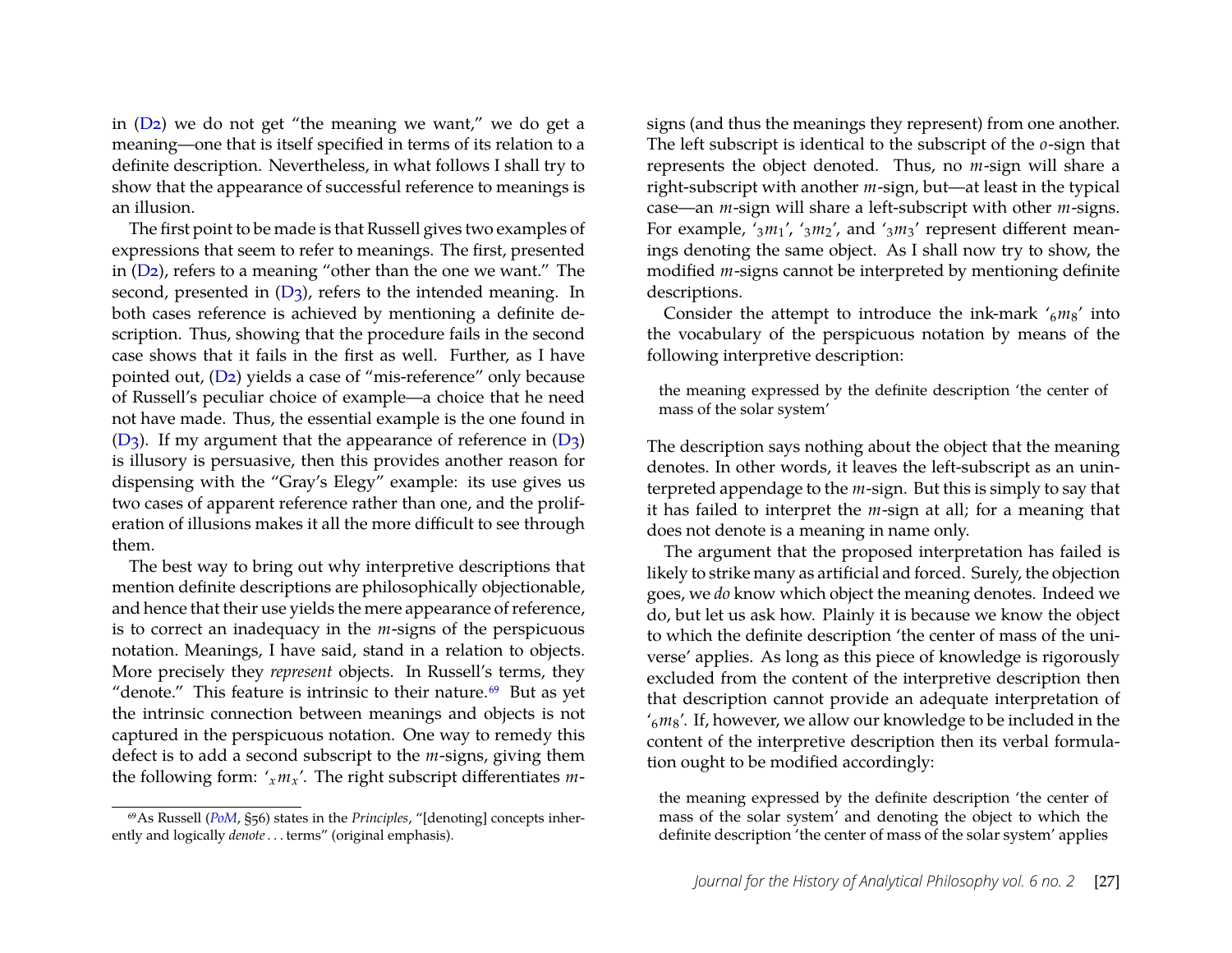in (D2) we do not get "the meaning we want," we do get a meaning—one that is itself specified in terms of its relation to a definite description. Nevertheless, in what follows I shall try to show that the appearance of successful reference to meanings is an illusion.

The first point to be made is that Russell gives two examples of expressions that seem to refer to meanings. The first, presented in (D2), refers to a meaning "other than the one we want." The second, presented in (D3), refers to the intended meaning. In both cases reference is achieved by mentioning a definite description. Thus, showing that the procedure fails in the second case shows that it fails in the first as well. Further, as I have pointed out, (D2) yields a case of "mis-reference" only because of Russell's peculiar choice of example—a choice that he need not have made. Thus, the essential example is the one found in (D3). If my argument that the appearance of reference in (D3) is illusory is persuasive, then this provides another reason for dispensing with the "Gray's Elegy" example: its use gives us two cases of apparent reference rather than one, and the proliferation of illusions makes it all the more difficult to see through them.

The best way to bring out why interpretive descriptions that mention definite descriptions are philosophically objectionable, and hence that their use yields the mere appearance of reference, is to correct an inadequacy in the *m*-signs of the perspicuous notation. Meanings, I have said, stand in a relation to objects. More precisely they *represent* objects. In Russell's terms, they "denote." This feature is intrinsic to their nature.[69] But as yet the intrinsic connection between meanings and objects is not captured in the perspicuous notation. One way to remedy this defect is to add a second subscript to the *m*-signs, giving them the following form: '${}_{x}m_{x}$'. The right subscript differentiates *m*-signs (and thus the meanings they represent) from one another. The left subscript is identical to the subscript of the *o*-sign that represents the object denoted. Thus, no *m*-sign will share a right-subscript with another *m*-sign, but—at least in the typical case—an *m*-sign will share a left-subscript with other *m*-signs. For example, '${}_{3}m_{1}$', '${}_{3}m_{2}$', and '${}_{3}m_{3}$' represent different meanings denoting the same object. As I shall now try to show, the modified *m*-signs cannot be interpreted by mentioning definite descriptions.

Consider the attempt to introduce the ink-mark '${}_{6}m_{8}$' into the vocabulary of the perspicuous notation by means of the following interpretive description:

> the meaning expressed by the definite description 'the center of mass of the solar system'

The description says nothing about the object that the meaning denotes. In other words, it leaves the left-subscript as an uninterpreted appendage to the *m*-sign. But this is simply to say that it has failed to interpret the *m*-sign at all; for a meaning that does not denote is a meaning in name only.

The argument that the proposed interpretation has failed is likely to strike many as artificial and forced. Surely, the objection goes, we *do* know which object the meaning denotes. Indeed we do, but let us ask how. Plainly it is because we know the object to which the definite description 'the center of mass of the universe' applies. As long as this piece of knowledge is rigorously excluded from the content of the interpretive description then that description cannot provide an adequate interpretation of '${}_{6}m_{8}$'. If, however, we allow our knowledge to be included in the content of the interpretive description then its verbal formulation ought to be modified accordingly:

> the meaning expressed by the definite description 'the center of mass of the solar system' and denoting the object to which the definite description 'the center of mass of the solar system' applies

[69] As Russell (*PoM*, §56) states in the *Principles*, "[denoting] concepts inherently and logically *denote* . . . terms" (original emphasis).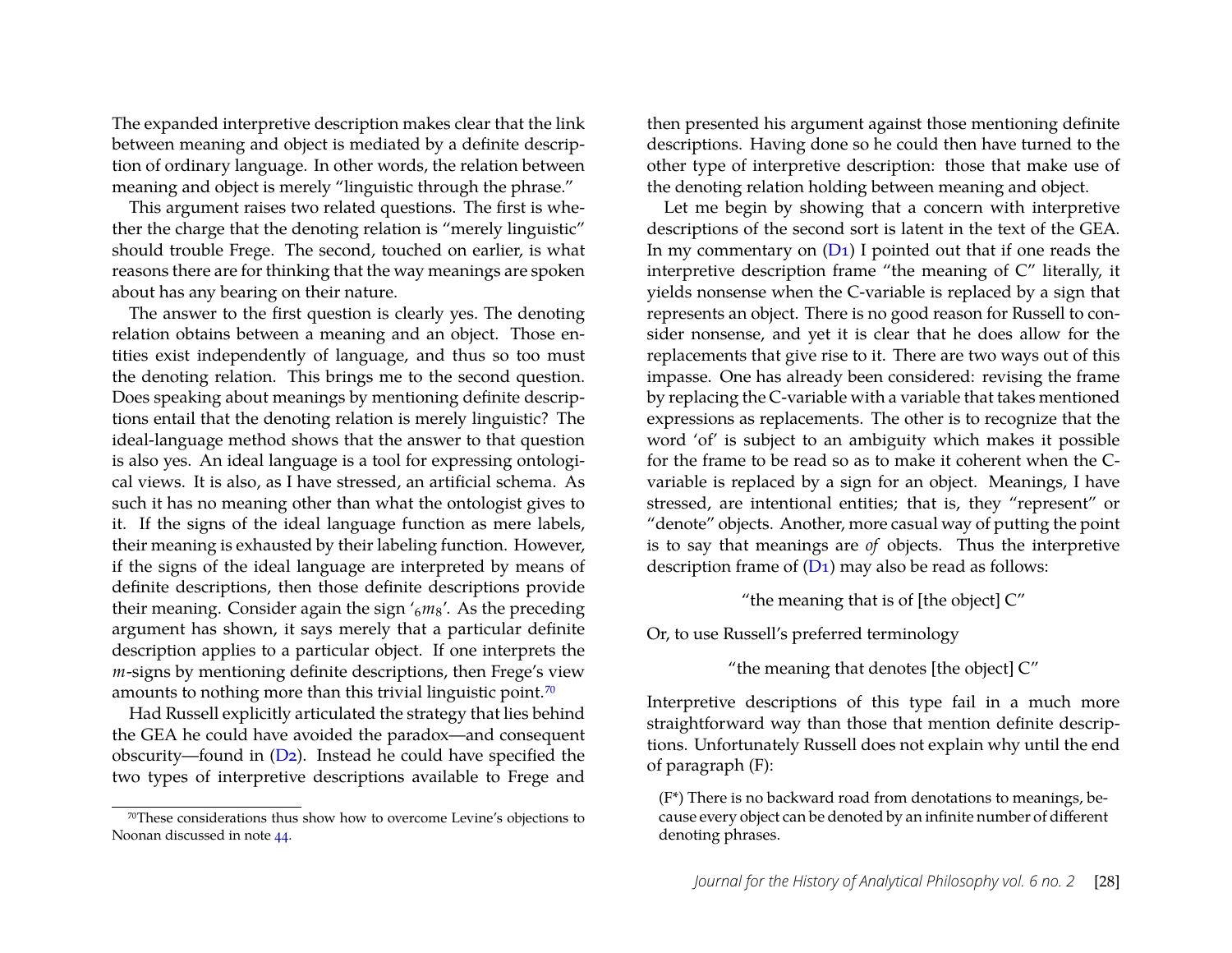The expanded interpretive description makes clear that the link between meaning and object is mediated by a definite description of ordinary language. In other words, the relation between meaning and object is merely "linguistic through the phrase."

This argument raises two related questions. The first is whether the charge that the denoting relation is "merely linguistic" should trouble Frege. The second, touched on earlier, is what reasons there are for thinking that the way meanings are spoken about has any bearing on their nature.

The answer to the first question is clearly yes. The denoting relation obtains between a meaning and an object. Those entities exist independently of language, and thus so too must the denoting relation. This brings me to the second question. Does speaking about meanings by mentioning definite descriptions entail that the denoting relation is merely linguistic? The ideal-language method shows that the answer to that question is also yes. An ideal language is a tool for expressing ontological views. It is also, as I have stressed, an artificial schema. As such it has no meaning other than what the ontologist gives to it. If the signs of the ideal language function as mere labels, their meaning is exhausted by their labeling function. However, if the signs of the ideal language are interpreted by means of definite descriptions, then those definite descriptions provide their meaning. Consider again the sign '${}_6m_8$'. As the preceding argument has shown, it says merely that a particular definite description applies to a particular object. If one interprets the $m$-signs by mentioning definite descriptions, then Frege's view amounts to nothing more than this trivial linguistic point.[70]

Had Russell explicitly articulated the strategy that lies behind the GEA he could have avoided the paradox—and consequent obscurity—found in (D2). Instead he could have specified the two types of interpretive descriptions available to Frege and then presented his argument against those mentioning definite descriptions. Having done so he could then have turned to the other type of interpretive description: those that make use of the denoting relation holding between meaning and object.

Let me begin by showing that a concern with interpretive descriptions of the second sort is latent in the text of the GEA. In my commentary on (D1) I pointed out that if one reads the interpretive description frame "the meaning of C" literally, it yields nonsense when the C-variable is replaced by a sign that represents an object. There is no good reason for Russell to consider nonsense, and yet it is clear that he does allow for the replacements that give rise to it. There are two ways out of this impasse. One has already been considered: revising the frame by replacing the C-variable with a variable that takes mentioned expressions as replacements. The other is to recognize that the word 'of' is subject to an ambiguity which makes it possible for the frame to be read so as to make it coherent when the C-variable is replaced by a sign for an object. Meanings, I have stressed, are intentional entities; that is, they "represent" or "denote" objects. Another, more casual way of putting the point is to say that meanings are *of* objects. Thus the interpretive description frame of (D1) may also be read as follows:

"the meaning that is of [the object] C"

Or, to use Russell's preferred terminology

"the meaning that denotes [the object] C"

Interpretive descriptions of this type fail in a much more straightforward way than those that mention definite descriptions. Unfortunately Russell does not explain why until the end of paragraph (F):

(F*) There is no backward road from denotations to meanings, because every object can be denoted by an infinite number of different denoting phrases.

---

[70] These considerations thus show how to overcome Levine's objections to Noonan discussed in note 44.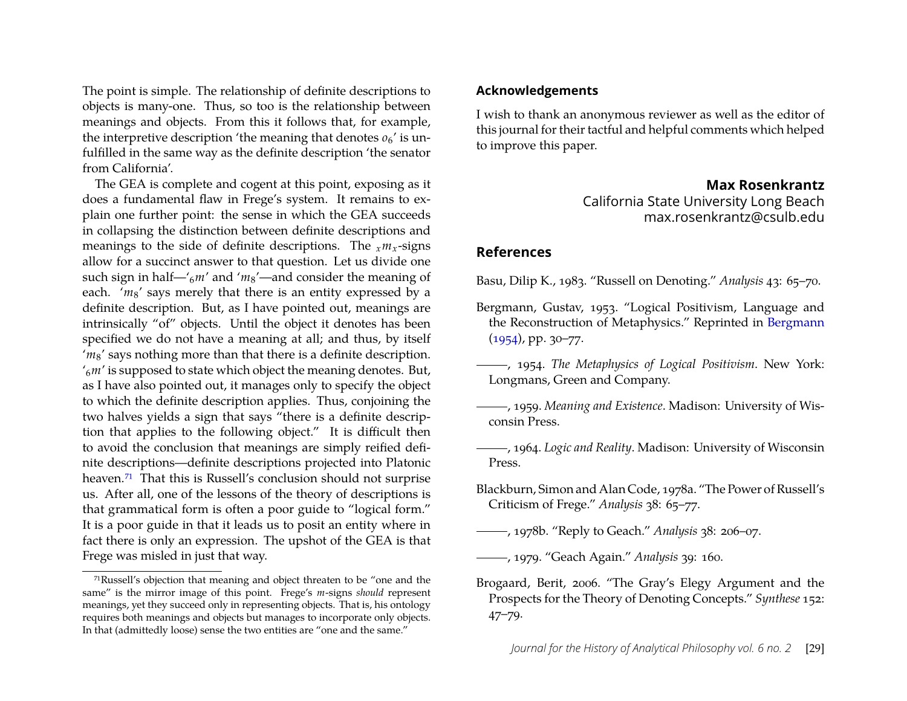The point is simple. The relationship of definite descriptions to objects is many-one. Thus, so too is the relationship between meanings and objects. From this it follows that, for example, the interpretive description 'the meaning that denotes $o_6$' is unfulfilled in the same way as the definite description 'the senator from California'.

The GEA is complete and cogent at this point, exposing as it does a fundamental flaw in Frege's system. It remains to explain one further point: the sense in which the GEA succeeds in collapsing the distinction between definite descriptions and meanings to the side of definite descriptions. The ${}_{x}m_{x}$-signs allow for a succinct answer to that question. Let us divide one such sign in half—'${}_{6}m$' and '$m_8$'—and consider the meaning of each. '$m_8$' says merely that there is an entity expressed by a definite description. But, as I have pointed out, meanings are intrinsically "of" objects. Until the object it denotes has been specified we do not have a meaning at all; and thus, by itself '$m_8$' says nothing more than that there is a definite description. '${}_{6}m$' is supposed to state which object the meaning denotes. But, as I have also pointed out, it manages only to specify the object to which the definite description applies. Thus, conjoining the two halves yields a sign that says "there is a definite description that applies to the following object." It is difficult then to avoid the conclusion that meanings are simply reified definite descriptions—definite descriptions projected into Platonic heaven.[71] That this is Russell's conclusion should not surprise us. After all, one of the lessons of the theory of descriptions is that grammatical form is often a poor guide to "logical form." It is a poor guide in that it leads us to posit an entity where in fact there is only an expression. The upshot of the GEA is that Frege was misled in just that way.

[71] Russell's objection that meaning and object threaten to be "one and the same" is the mirror image of this point. Frege's *m*-signs *should* represent meanings, yet they succeed only in representing objects. That is, his ontology requires both meanings and objects but manages to incorporate only objects. In that (admittedly loose) sense the two entities are "one and the same."

### Acknowledgements

I wish to thank an anonymous reviewer as well as the editor of this journal for their tactful and helpful comments which helped to improve this paper.

**Max Rosenkrantz**
California State University Long Beach
max.rosenkrantz@csulb.edu

### References

Basu, Dilip K., 1983. "Russell on Denoting." *Analysis* 43: 65–70.

Bergmann, Gustav, 1953. "Logical Positivism, Language and the Reconstruction of Metaphysics." Reprinted in Bergmann (1954), pp. 30–77.

——, 1954. *The Metaphysics of Logical Positivism*. New York: Longmans, Green and Company.

——, 1959. *Meaning and Existence*. Madison: University of Wisconsin Press.

——, 1964. *Logic and Reality*. Madison: University of Wisconsin Press.

Blackburn, Simon and Alan Code, 1978a. "The Power of Russell's Criticism of Frege." *Analysis* 38: 65–77.

——, 1978b. "Reply to Geach." *Analysis* 38: 206–07.

——, 1979. "Geach Again." *Analysis* 39: 160.

Brogaard, Berit, 2006. "The Gray's Elegy Argument and the Prospects for the Theory of Denoting Concepts." *Synthese* 152: 47–79.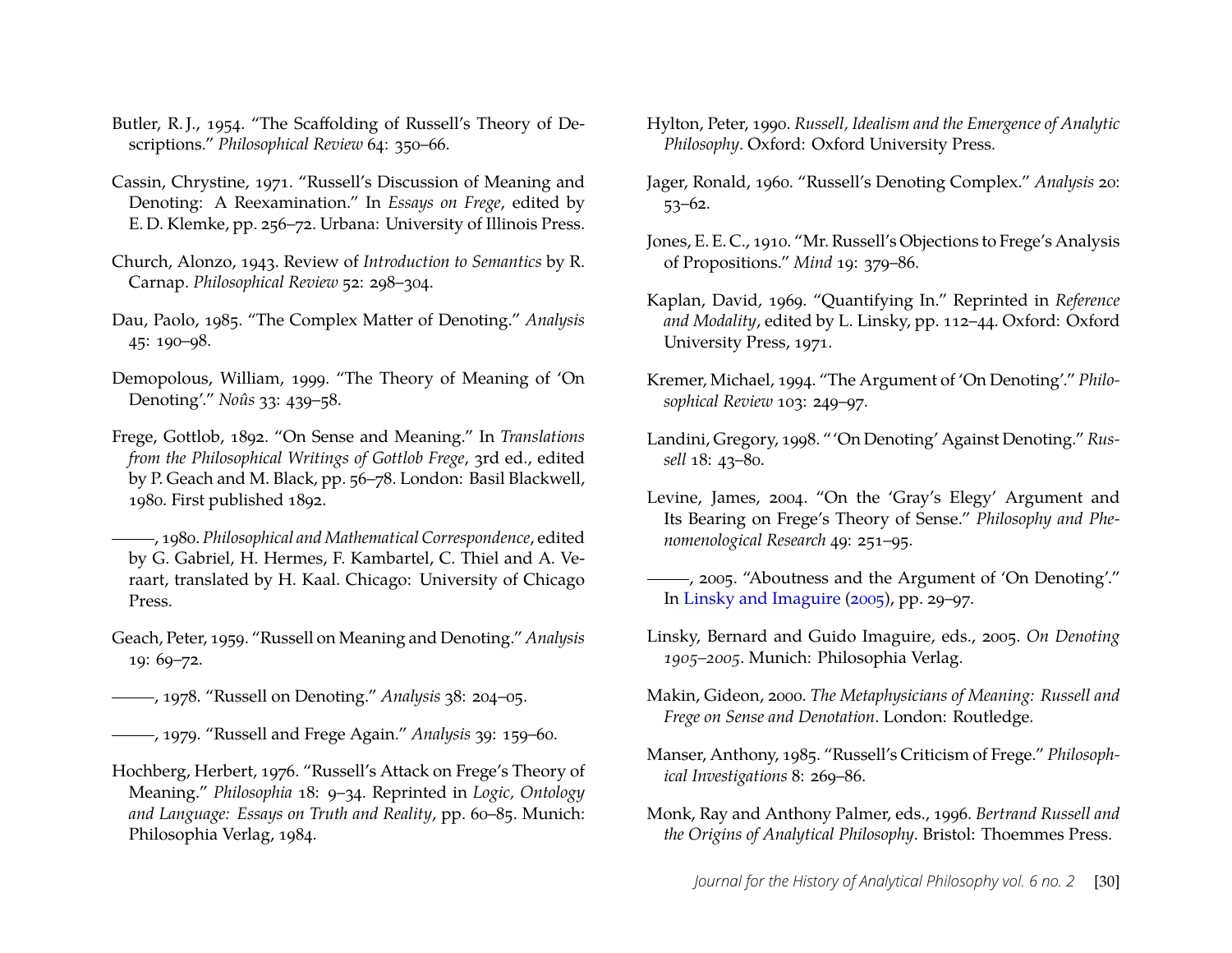Butler, R. J., 1954. "The Scaffolding of Russell's Theory of Descriptions." *Philosophical Review* 64: 350–66.

Cassin, Chrystine, 1971. "Russell's Discussion of Meaning and Denoting: A Reexamination." In *Essays on Frege*, edited by E. D. Klemke, pp. 256–72. Urbana: University of Illinois Press.

Church, Alonzo, 1943. Review of *Introduction to Semantics* by R. Carnap. *Philosophical Review* 52: 298–304.

Dau, Paolo, 1985. "The Complex Matter of Denoting." *Analysis* 45: 190–98.

Demopolous, William, 1999. "The Theory of Meaning of 'On Denoting'." *Noûs* 33: 439–58.

Frege, Gottlob, 1892. "On Sense and Meaning." In *Translations from the Philosophical Writings of Gottlob Frege*, 3rd ed., edited by P. Geach and M. Black, pp. 56–78. London: Basil Blackwell, 1980. First published 1892.

———, 1980. *Philosophical and Mathematical Correspondence*, edited by G. Gabriel, H. Hermes, F. Kambartel, C. Thiel and A. Veraart, translated by H. Kaal. Chicago: University of Chicago Press.

Geach, Peter, 1959. "Russell on Meaning and Denoting." *Analysis* 19: 69–72.

———, 1978. "Russell on Denoting." *Analysis* 38: 204–05.

———, 1979. "Russell and Frege Again." *Analysis* 39: 159–60.

Hochberg, Herbert, 1976. "Russell's Attack on Frege's Theory of Meaning." *Philosophia* 18: 9–34. Reprinted in *Logic, Ontology and Language: Essays on Truth and Reality*, pp. 60–85. Munich: Philosophia Verlag, 1984.

Hylton, Peter, 1990. *Russell, Idealism and the Emergence of Analytic Philosophy*. Oxford: Oxford University Press.

Jager, Ronald, 1960. "Russell's Denoting Complex." *Analysis* 20: 53–62.

Jones, E. E. C., 1910. "Mr. Russell's Objections to Frege's Analysis of Propositions." *Mind* 19: 379–86.

Kaplan, David, 1969. "Quantifying In." Reprinted in *Reference and Modality*, edited by L. Linsky, pp. 112–44. Oxford: Oxford University Press, 1971.

Kremer, Michael, 1994. "The Argument of 'On Denoting'." *Philosophical Review* 103: 249–97.

Landini, Gregory, 1998. "'On Denoting' Against Denoting." *Russell* 18: 43–80.

Levine, James, 2004. "On the 'Gray's Elegy' Argument and Its Bearing on Frege's Theory of Sense." *Philosophy and Phenomenological Research* 49: 251–95.

———, 2005. "Aboutness and the Argument of 'On Denoting'." In Linsky and Imaguire (2005), pp. 29–97.

Linsky, Bernard and Guido Imaguire, eds., 2005. *On Denoting 1905–2005*. Munich: Philosophia Verlag.

Makin, Gideon, 2000. *The Metaphysicians of Meaning: Russell and Frege on Sense and Denotation*. London: Routledge.

Manser, Anthony, 1985. "Russell's Criticism of Frege." *Philosophical Investigations* 8: 269–86.

Monk, Ray and Anthony Palmer, eds., 1996. *Bertrand Russell and the Origins of Analytical Philosophy*. Bristol: Thoemmes Press.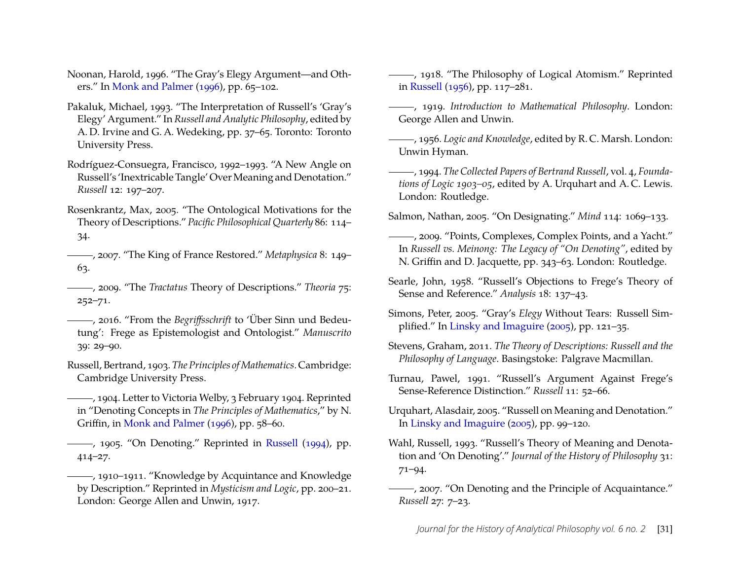Noonan, Harold, 1996. "The Gray's Elegy Argument—and Others." In Monk and Palmer (1996), pp. 65–102.

Pakaluk, Michael, 1993. "The Interpretation of Russell's 'Gray's Elegy' Argument." In *Russell and Analytic Philosophy*, edited by A. D. Irvine and G. A. Wedeking, pp. 37–65. Toronto: Toronto University Press.

Rodríguez-Consuegra, Francisco, 1992–1993. "A New Angle on Russell's 'Inextricable Tangle' Over Meaning and Denotation." *Russell* 12: 197–207.

Rosenkrantz, Max, 2005. "The Ontological Motivations for the Theory of Descriptions." *Pacific Philosophical Quarterly* 86: 114–34.

———, 2007. "The King of France Restored." *Metaphysica* 8: 149–63.

———, 2009. "The *Tractatus* Theory of Descriptions." *Theoria* 75: 252–71.

———, 2016. "From the *Begriffsschrift* to 'Über Sinn und Bedeutung': Frege as Epistemologist and Ontologist." *Manuscrito* 39: 29–90.

Russell, Bertrand, 1903. *The Principles of Mathematics*. Cambridge: Cambridge University Press.

———, 1904. Letter to Victoria Welby, 3 February 1904. Reprinted in "Denoting Concepts in *The Principles of Mathematics*," by N. Griffin, in Monk and Palmer (1996), pp. 58–60.

———, 1905. "On Denoting." Reprinted in Russell (1994), pp. 414–27.

———, 1910–1911. "Knowledge by Acquintance and Knowledge by Description." Reprinted in *Mysticism and Logic*, pp. 200–21. London: George Allen and Unwin, 1917.

———, 1918. "The Philosophy of Logical Atomism." Reprinted in Russell (1956), pp. 117–281.

———, 1919. *Introduction to Mathematical Philosophy*. London: George Allen and Unwin.

———, 1956. *Logic and Knowledge*, edited by R. C. Marsh. London: Unwin Hyman.

———, 1994. *The Collected Papers of Bertrand Russell*, vol. 4, *Foundations of Logic 1903–05*, edited by A. Urquhart and A. C. Lewis. London: Routledge.

Salmon, Nathan, 2005. "On Designating." *Mind* 114: 1069–133.

———, 2009. "Points, Complexes, Complex Points, and a Yacht." In *Russell vs. Meinong: The Legacy of "On Denoting"*, edited by N. Griffin and D. Jacquette, pp. 343–63. London: Routledge.

Searle, John, 1958. "Russell's Objections to Frege's Theory of Sense and Reference." *Analysis* 18: 137–43.

Simons, Peter, 2005. "Gray's *Elegy* Without Tears: Russell Simplified." In Linsky and Imaguire (2005), pp. 121–35.

Stevens, Graham, 2011. *The Theory of Descriptions: Russell and the Philosophy of Language*. Basingstoke: Palgrave Macmillan.

Turnau, Pawel, 1991. "Russell's Argument Against Frege's Sense-Reference Distinction." *Russell* 11: 52–66.

Urquhart, Alasdair, 2005. "Russell on Meaning and Denotation." In Linsky and Imaguire (2005), pp. 99–120.

Wahl, Russell, 1993. "Russell's Theory of Meaning and Denotation and 'On Denoting'." *Journal of the History of Philosophy* 31: 71–94.

———, 2007. "On Denoting and the Principle of Acquaintance." *Russell* 27: 7–23.